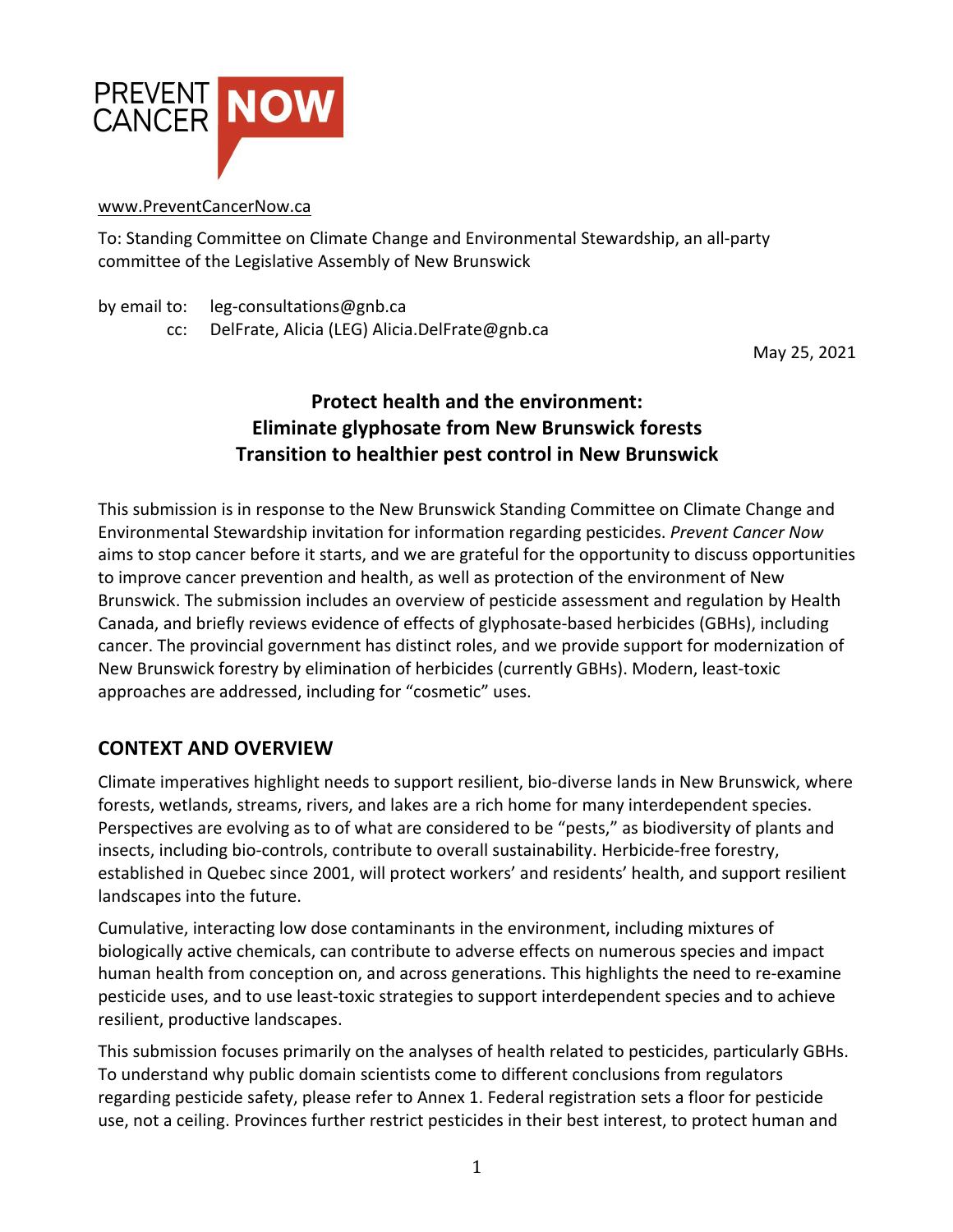PREVENT CANCER **NOW**

www.PreventCancerNow.ca

To: Standing Committee on Climate Change and Environmental Stewardship, an all-party committee of the Legislative Assembly of New Brunswick

by email to: leg-consultations@gnb.ca
cc: DelFrate, Alicia (LEG) Alicia.DelFrate@gnb.ca

May 25, 2021

# Protect health and the environment: Eliminate glyphosate from New Brunswick forests Transition to healthier pest control in New Brunswick

This submission is in response to the New Brunswick Standing Committee on Climate Change and Environmental Stewardship invitation for information regarding pesticides. *Prevent Cancer Now* aims to stop cancer before it starts, and we are grateful for the opportunity to discuss opportunities to improve cancer prevention and health, as well as protection of the environment of New Brunswick. The submission includes an overview of pesticide assessment and regulation by Health Canada, and briefly reviews evidence of effects of glyphosate-based herbicides (GBHs), including cancer. The provincial government has distinct roles, and we provide support for modernization of New Brunswick forestry by elimination of herbicides (currently GBHs). Modern, least-toxic approaches are addressed, including for "cosmetic" uses.

## CONTEXT AND OVERVIEW

Climate imperatives highlight needs to support resilient, bio-diverse lands in New Brunswick, where forests, wetlands, streams, rivers, and lakes are a rich home for many interdependent species. Perspectives are evolving as to of what are considered to be "pests," as biodiversity of plants and insects, including bio-controls, contribute to overall sustainability. Herbicide-free forestry, established in Quebec since 2001, will protect workers' and residents' health, and support resilient landscapes into the future.

Cumulative, interacting low dose contaminants in the environment, including mixtures of biologically active chemicals, can contribute to adverse effects on numerous species and impact human health from conception on, and across generations. This highlights the need to re-examine pesticide uses, and to use least-toxic strategies to support interdependent species and to achieve resilient, productive landscapes.

This submission focuses primarily on the analyses of health related to pesticides, particularly GBHs. To understand why public domain scientists come to different conclusions from regulators regarding pesticide safety, please refer to Annex 1. Federal registration sets a floor for pesticide use, not a ceiling. Provinces further restrict pesticides in their best interest, to protect human and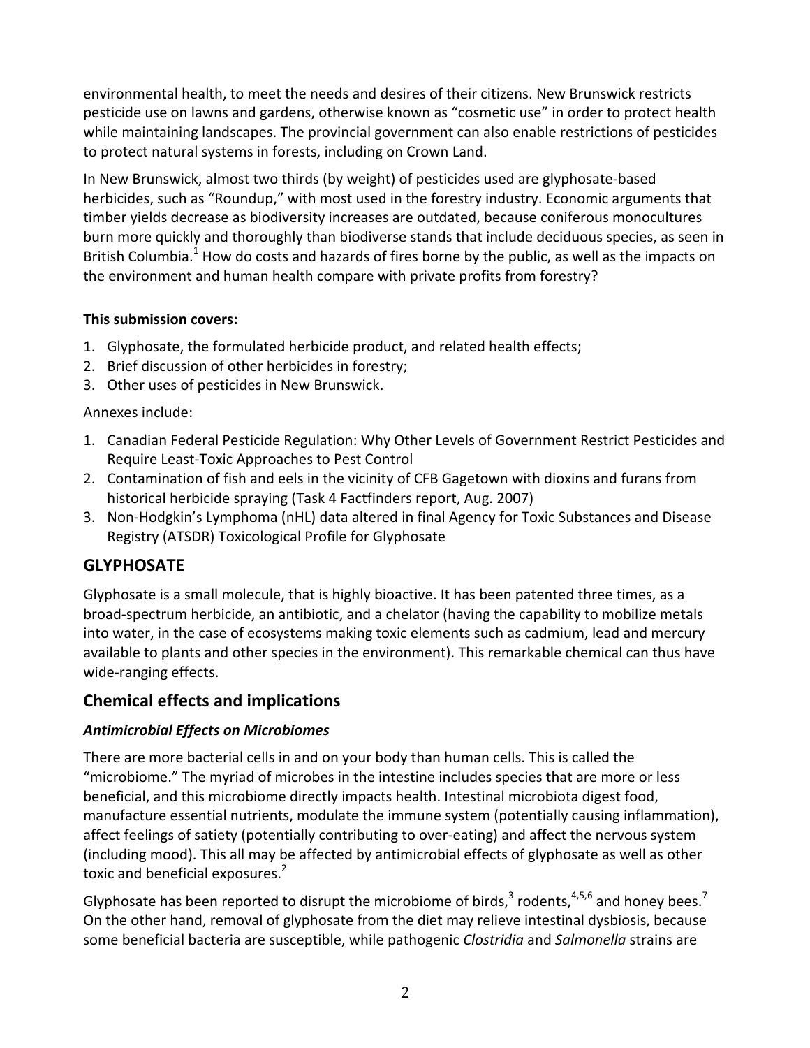environmental health, to meet the needs and desires of their citizens. New Brunswick restricts pesticide use on lawns and gardens, otherwise known as "cosmetic use" in order to protect health while maintaining landscapes. The provincial government can also enable restrictions of pesticides to protect natural systems in forests, including on Crown Land.

In New Brunswick, almost two thirds (by weight) of pesticides used are glyphosate-based herbicides, such as "Roundup," with most used in the forestry industry. Economic arguments that timber yields decrease as biodiversity increases are outdated, because coniferous monocultures burn more quickly and thoroughly than biodiverse stands that include deciduous species, as seen in British Columbia.[1] How do costs and hazards of fires borne by the public, as well as the impacts on the environment and human health compare with private profits from forestry?

**This submission covers:**

1. Glyphosate, the formulated herbicide product, and related health effects;
2. Brief discussion of other herbicides in forestry;
3. Other uses of pesticides in New Brunswick.

Annexes include:

1. Canadian Federal Pesticide Regulation: Why Other Levels of Government Restrict Pesticides and Require Least-Toxic Approaches to Pest Control
2. Contamination of fish and eels in the vicinity of CFB Gagetown with dioxins and furans from historical herbicide spraying (Task 4 Factfinders report, Aug. 2007)
3. Non-Hodgkin's Lymphoma (nHL) data altered in final Agency for Toxic Substances and Disease Registry (ATSDR) Toxicological Profile for Glyphosate

## GLYPHOSATE

Glyphosate is a small molecule, that is highly bioactive. It has been patented three times, as a broad-spectrum herbicide, an antibiotic, and a chelator (having the capability to mobilize metals into water, in the case of ecosystems making toxic elements such as cadmium, lead and mercury available to plants and other species in the environment). This remarkable chemical can thus have wide-ranging effects.

## Chemical effects and implications

### *Antimicrobial Effects on Microbiomes*

There are more bacterial cells in and on your body than human cells. This is called the "microbiome." The myriad of microbes in the intestine includes species that are more or less beneficial, and this microbiome directly impacts health. Intestinal microbiota digest food, manufacture essential nutrients, modulate the immune system (potentially causing inflammation), affect feelings of satiety (potentially contributing to over-eating) and affect the nervous system (including mood). This all may be affected by antimicrobial effects of glyphosate as well as other toxic and beneficial exposures.[2]

Glyphosate has been reported to disrupt the microbiome of birds,[3] rodents,[4,5,6] and honey bees.[7] On the other hand, removal of glyphosate from the diet may relieve intestinal dysbiosis, because some beneficial bacteria are susceptible, while pathogenic *Clostridia* and *Salmonella* strains are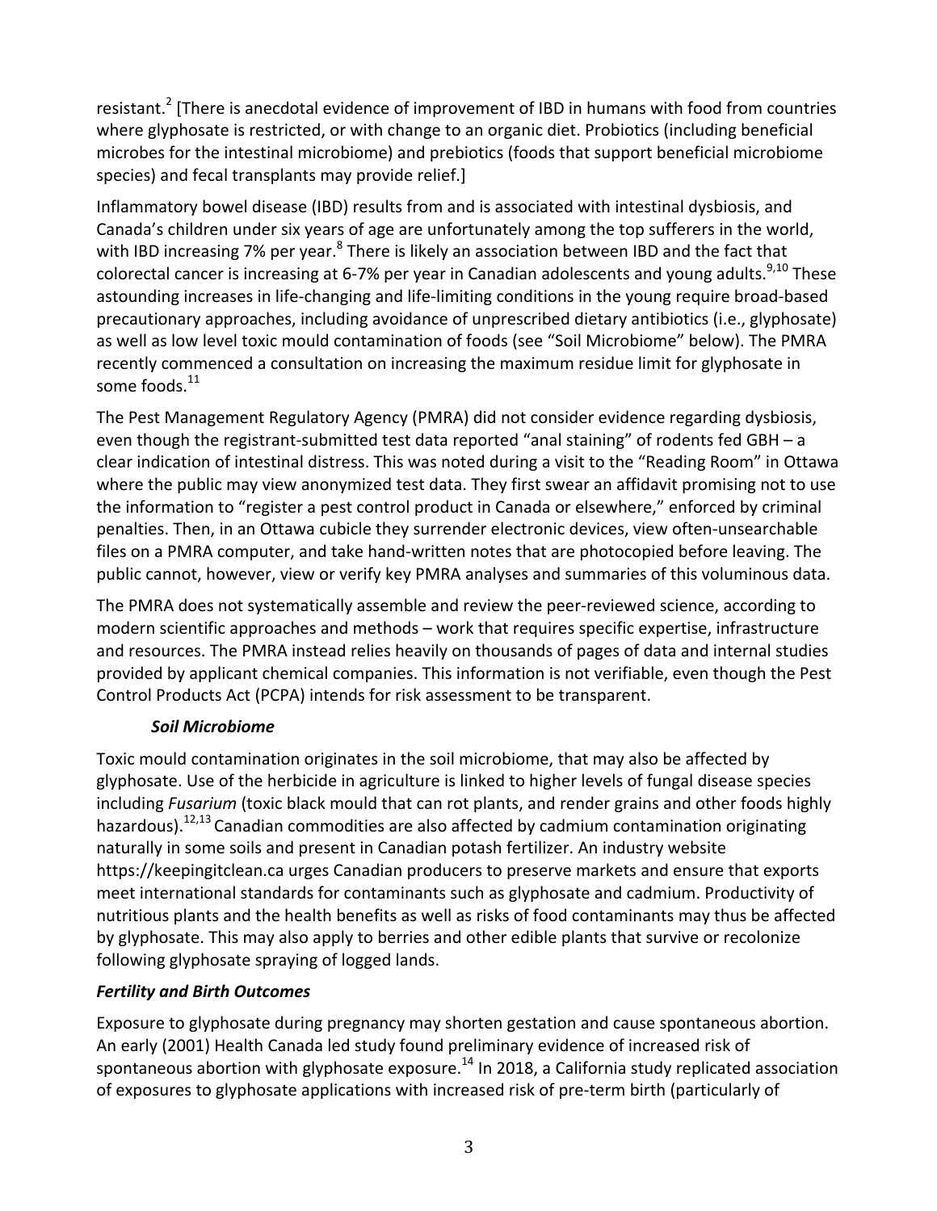resistant.[2] [There is anecdotal evidence of improvement of IBD in humans with food from countries where glyphosate is restricted, or with change to an organic diet. Probiotics (including beneficial microbes for the intestinal microbiome) and prebiotics (foods that support beneficial microbiome species) and fecal transplants may provide relief.]

Inflammatory bowel disease (IBD) results from and is associated with intestinal dysbiosis, and Canada's children under six years of age are unfortunately among the top sufferers in the world, with IBD increasing 7% per year.[8] There is likely an association between IBD and the fact that colorectal cancer is increasing at 6-7% per year in Canadian adolescents and young adults.[9,10] These astounding increases in life-changing and life-limiting conditions in the young require broad-based precautionary approaches, including avoidance of unprescribed dietary antibiotics (i.e., glyphosate) as well as low level toxic mould contamination of foods (see "Soil Microbiome" below). The PMRA recently commenced a consultation on increasing the maximum residue limit for glyphosate in some foods.[11]

The Pest Management Regulatory Agency (PMRA) did not consider evidence regarding dysbiosis, even though the registrant-submitted test data reported "anal staining" of rodents fed GBH – a clear indication of intestinal distress. This was noted during a visit to the "Reading Room" in Ottawa where the public may view anonymized test data. They first swear an affidavit promising not to use the information to "register a pest control product in Canada or elsewhere," enforced by criminal penalties. Then, in an Ottawa cubicle they surrender electronic devices, view often-unsearchable files on a PMRA computer, and take hand-written notes that are photocopied before leaving. The public cannot, however, view or verify key PMRA analyses and summaries of this voluminous data.

The PMRA does not systematically assemble and review the peer-reviewed science, according to modern scientific approaches and methods – work that requires specific expertise, infrastructure and resources. The PMRA instead relies heavily on thousands of pages of data and internal studies provided by applicant chemical companies. This information is not verifiable, even though the Pest Control Products Act (PCPA) intends for risk assessment to be transparent.

***Soil Microbiome***

Toxic mould contamination originates in the soil microbiome, that may also be affected by glyphosate. Use of the herbicide in agriculture is linked to higher levels of fungal disease species including *Fusarium* (toxic black mould that can rot plants, and render grains and other foods highly hazardous).[12,13] Canadian commodities are also affected by cadmium contamination originating naturally in some soils and present in Canadian potash fertilizer. An industry website https://keepingitclean.ca urges Canadian producers to preserve markets and ensure that exports meet international standards for contaminants such as glyphosate and cadmium. Productivity of nutritious plants and the health benefits as well as risks of food contaminants may thus be affected by glyphosate. This may also apply to berries and other edible plants that survive or recolonize following glyphosate spraying of logged lands.

***Fertility and Birth Outcomes***

Exposure to glyphosate during pregnancy may shorten gestation and cause spontaneous abortion. An early (2001) Health Canada led study found preliminary evidence of increased risk of spontaneous abortion with glyphosate exposure.[14] In 2018, a California study replicated association of exposures to glyphosate applications with increased risk of pre-term birth (particularly of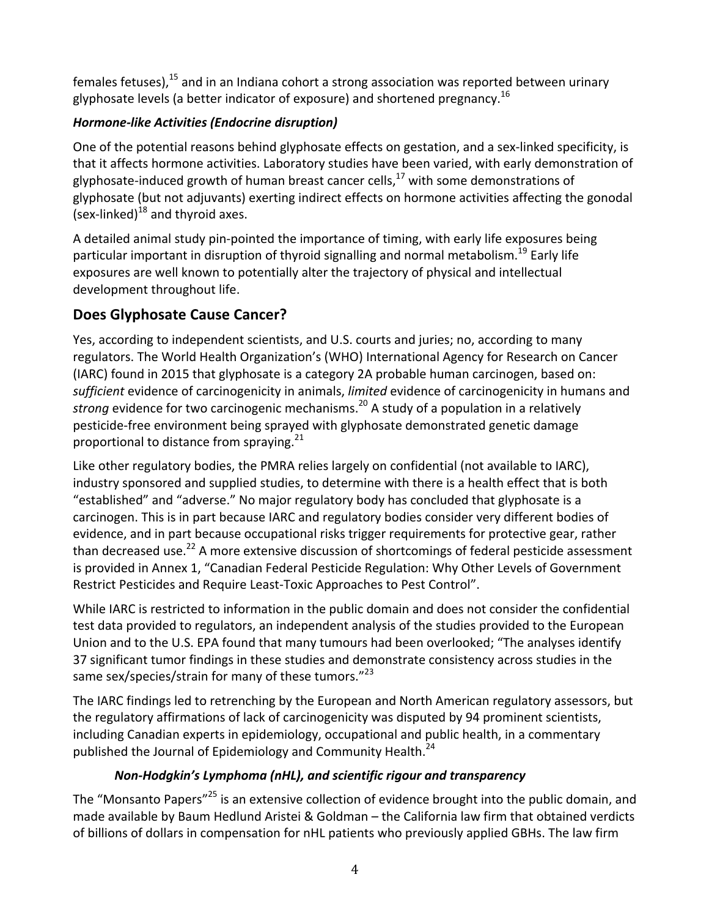females fetuses),[15] and in an Indiana cohort a strong association was reported between urinary glyphosate levels (a better indicator of exposure) and shortened pregnancy.[16]

### *Hormone-like Activities (Endocrine disruption)*

One of the potential reasons behind glyphosate effects on gestation, and a sex-linked specificity, is that it affects hormone activities. Laboratory studies have been varied, with early demonstration of glyphosate-induced growth of human breast cancer cells,[17] with some demonstrations of glyphosate (but not adjuvants) exerting indirect effects on hormone activities affecting the gonodal (sex-linked)[18] and thyroid axes.

A detailed animal study pin-pointed the importance of timing, with early life exposures being particular important in disruption of thyroid signalling and normal metabolism.[19] Early life exposures are well known to potentially alter the trajectory of physical and intellectual development throughout life.

## Does Glyphosate Cause Cancer?

Yes, according to independent scientists, and U.S. courts and juries; no, according to many regulators. The World Health Organization's (WHO) International Agency for Research on Cancer (IARC) found in 2015 that glyphosate is a category 2A probable human carcinogen, based on: *sufficient* evidence of carcinogenicity in animals, *limited* evidence of carcinogenicity in humans and *strong* evidence for two carcinogenic mechanisms.[20] A study of a population in a relatively pesticide-free environment being sprayed with glyphosate demonstrated genetic damage proportional to distance from spraying.[21]

Like other regulatory bodies, the PMRA relies largely on confidential (not available to IARC), industry sponsored and supplied studies, to determine with there is a health effect that is both "established" and "adverse." No major regulatory body has concluded that glyphosate is a carcinogen. This is in part because IARC and regulatory bodies consider very different bodies of evidence, and in part because occupational risks trigger requirements for protective gear, rather than decreased use.[22] A more extensive discussion of shortcomings of federal pesticide assessment is provided in Annex 1, "Canadian Federal Pesticide Regulation: Why Other Levels of Government Restrict Pesticides and Require Least-Toxic Approaches to Pest Control".

While IARC is restricted to information in the public domain and does not consider the confidential test data provided to regulators, an independent analysis of the studies provided to the European Union and to the U.S. EPA found that many tumours had been overlooked; "The analyses identify 37 significant tumor findings in these studies and demonstrate consistency across studies in the same sex/species/strain for many of these tumors."[23]

The IARC findings led to retrenching by the European and North American regulatory assessors, but the regulatory affirmations of lack of carcinogenicity was disputed by 94 prominent scientists, including Canadian experts in epidemiology, occupational and public health, in a commentary published the Journal of Epidemiology and Community Health.[24]

### *Non-Hodgkin's Lymphoma (nHL), and scientific rigour and transparency*

The "Monsanto Papers"[25] is an extensive collection of evidence brought into the public domain, and made available by Baum Hedlund Aristei & Goldman – the California law firm that obtained verdicts of billions of dollars in compensation for nHL patients who previously applied GBHs. The law firm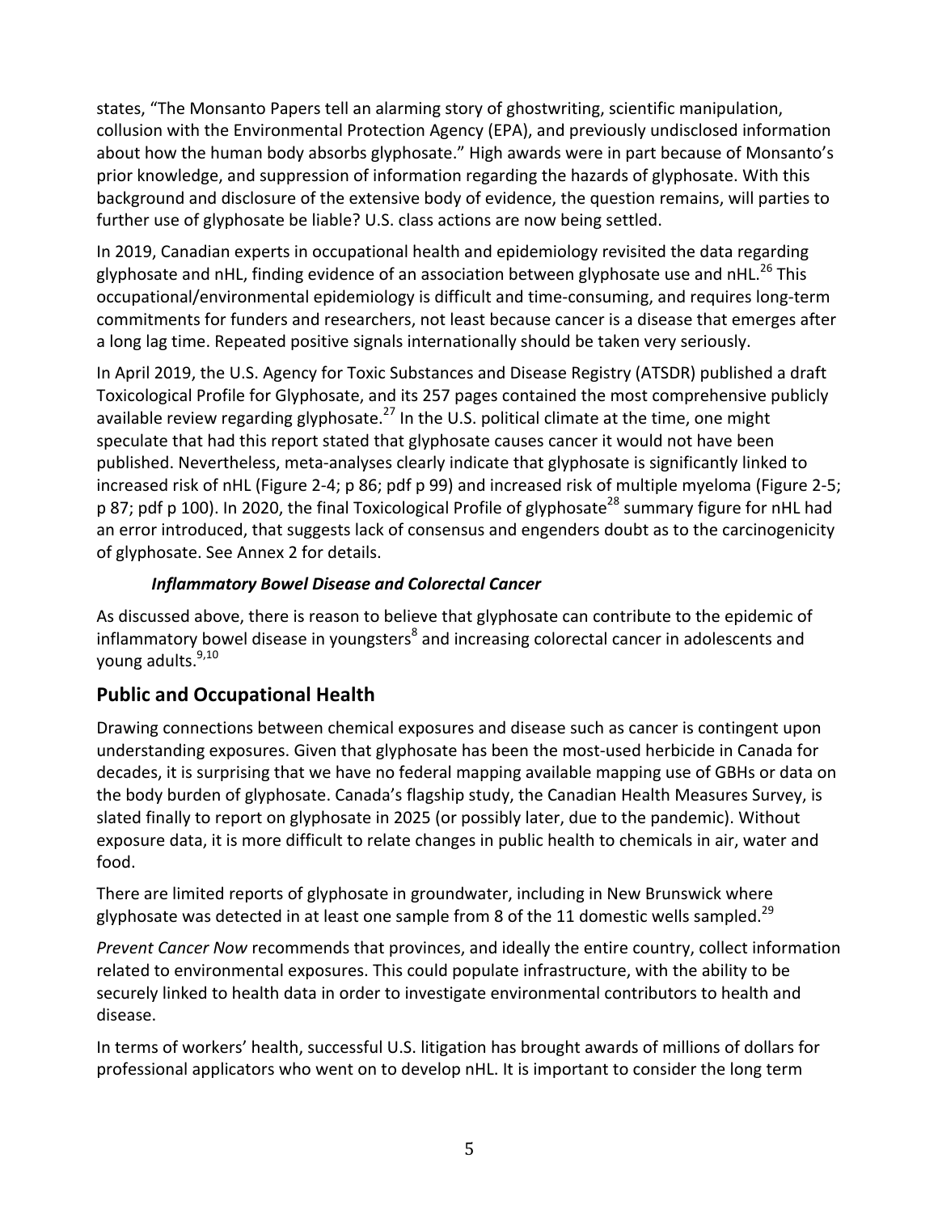states, "The Monsanto Papers tell an alarming story of ghostwriting, scientific manipulation, collusion with the Environmental Protection Agency (EPA), and previously undisclosed information about how the human body absorbs glyphosate." High awards were in part because of Monsanto's prior knowledge, and suppression of information regarding the hazards of glyphosate. With this background and disclosure of the extensive body of evidence, the question remains, will parties to further use of glyphosate be liable? U.S. class actions are now being settled.

In 2019, Canadian experts in occupational health and epidemiology revisited the data regarding glyphosate and nHL, finding evidence of an association between glyphosate use and nHL.[26] This occupational/environmental epidemiology is difficult and time-consuming, and requires long-term commitments for funders and researchers, not least because cancer is a disease that emerges after a long lag time. Repeated positive signals internationally should be taken very seriously.

In April 2019, the U.S. Agency for Toxic Substances and Disease Registry (ATSDR) published a draft Toxicological Profile for Glyphosate, and its 257 pages contained the most comprehensive publicly available review regarding glyphosate.[27] In the U.S. political climate at the time, one might speculate that had this report stated that glyphosate causes cancer it would not have been published. Nevertheless, meta-analyses clearly indicate that glyphosate is significantly linked to increased risk of nHL (Figure 2-4; p 86; pdf p 99) and increased risk of multiple myeloma (Figure 2-5; p 87; pdf p 100). In 2020, the final Toxicological Profile of glyphosate[28] summary figure for nHL had an error introduced, that suggests lack of consensus and engenders doubt as to the carcinogenicity of glyphosate. See Annex 2 for details.

### *Inflammatory Bowel Disease and Colorectal Cancer*

As discussed above, there is reason to believe that glyphosate can contribute to the epidemic of inflammatory bowel disease in youngsters[8] and increasing colorectal cancer in adolescents and young adults.[9,10]

## Public and Occupational Health

Drawing connections between chemical exposures and disease such as cancer is contingent upon understanding exposures. Given that glyphosate has been the most-used herbicide in Canada for decades, it is surprising that we have no federal mapping available mapping use of GBHs or data on the body burden of glyphosate. Canada's flagship study, the Canadian Health Measures Survey, is slated finally to report on glyphosate in 2025 (or possibly later, due to the pandemic). Without exposure data, it is more difficult to relate changes in public health to chemicals in air, water and food.

There are limited reports of glyphosate in groundwater, including in New Brunswick where glyphosate was detected in at least one sample from 8 of the 11 domestic wells sampled.[29]

*Prevent Cancer Now* recommends that provinces, and ideally the entire country, collect information related to environmental exposures. This could populate infrastructure, with the ability to be securely linked to health data in order to investigate environmental contributors to health and disease.

In terms of workers' health, successful U.S. litigation has brought awards of millions of dollars for professional applicators who went on to develop nHL. It is important to consider the long term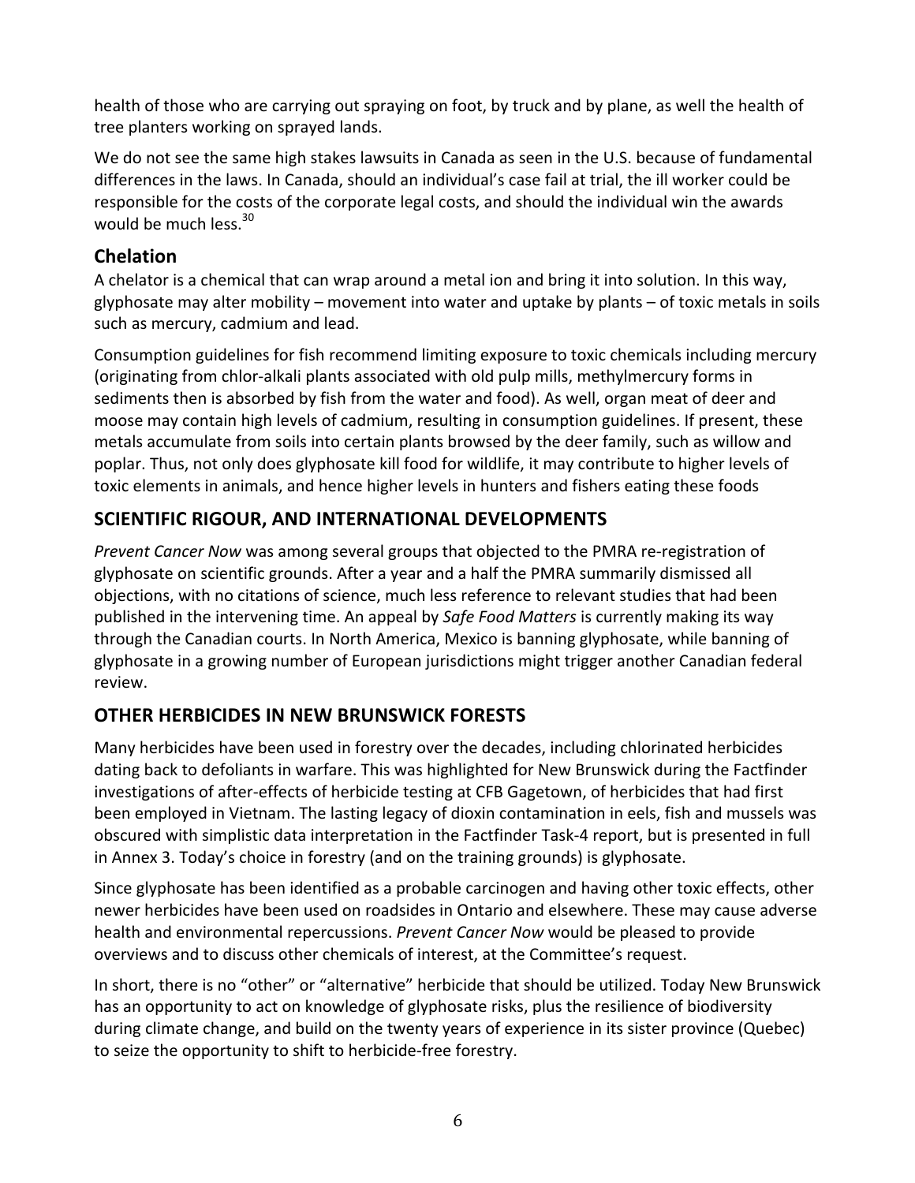health of those who are carrying out spraying on foot, by truck and by plane, as well the health of tree planters working on sprayed lands.

We do not see the same high stakes lawsuits in Canada as seen in the U.S. because of fundamental differences in the laws. In Canada, should an individual's case fail at trial, the ill worker could be responsible for the costs of the corporate legal costs, and should the individual win the awards would be much less.[30]

## Chelation

A chelator is a chemical that can wrap around a metal ion and bring it into solution. In this way, glyphosate may alter mobility – movement into water and uptake by plants – of toxic metals in soils such as mercury, cadmium and lead.

Consumption guidelines for fish recommend limiting exposure to toxic chemicals including mercury (originating from chlor-alkali plants associated with old pulp mills, methylmercury forms in sediments then is absorbed by fish from the water and food). As well, organ meat of deer and moose may contain high levels of cadmium, resulting in consumption guidelines. If present, these metals accumulate from soils into certain plants browsed by the deer family, such as willow and poplar. Thus, not only does glyphosate kill food for wildlife, it may contribute to higher levels of toxic elements in animals, and hence higher levels in hunters and fishers eating these foods

## SCIENTIFIC RIGOUR, AND INTERNATIONAL DEVELOPMENTS

*Prevent Cancer Now* was among several groups that objected to the PMRA re-registration of glyphosate on scientific grounds. After a year and a half the PMRA summarily dismissed all objections, with no citations of science, much less reference to relevant studies that had been published in the intervening time. An appeal by *Safe Food Matters* is currently making its way through the Canadian courts. In North America, Mexico is banning glyphosate, while banning of glyphosate in a growing number of European jurisdictions might trigger another Canadian federal review.

## OTHER HERBICIDES IN NEW BRUNSWICK FORESTS

Many herbicides have been used in forestry over the decades, including chlorinated herbicides dating back to defoliants in warfare. This was highlighted for New Brunswick during the Factfinder investigations of after-effects of herbicide testing at CFB Gagetown, of herbicides that had first been employed in Vietnam. The lasting legacy of dioxin contamination in eels, fish and mussels was obscured with simplistic data interpretation in the Factfinder Task-4 report, but is presented in full in Annex 3. Today's choice in forestry (and on the training grounds) is glyphosate.

Since glyphosate has been identified as a probable carcinogen and having other toxic effects, other newer herbicides have been used on roadsides in Ontario and elsewhere. These may cause adverse health and environmental repercussions. *Prevent Cancer Now* would be pleased to provide overviews and to discuss other chemicals of interest, at the Committee's request.

In short, there is no "other" or "alternative" herbicide that should be utilized. Today New Brunswick has an opportunity to act on knowledge of glyphosate risks, plus the resilience of biodiversity during climate change, and build on the twenty years of experience in its sister province (Quebec) to seize the opportunity to shift to herbicide-free forestry.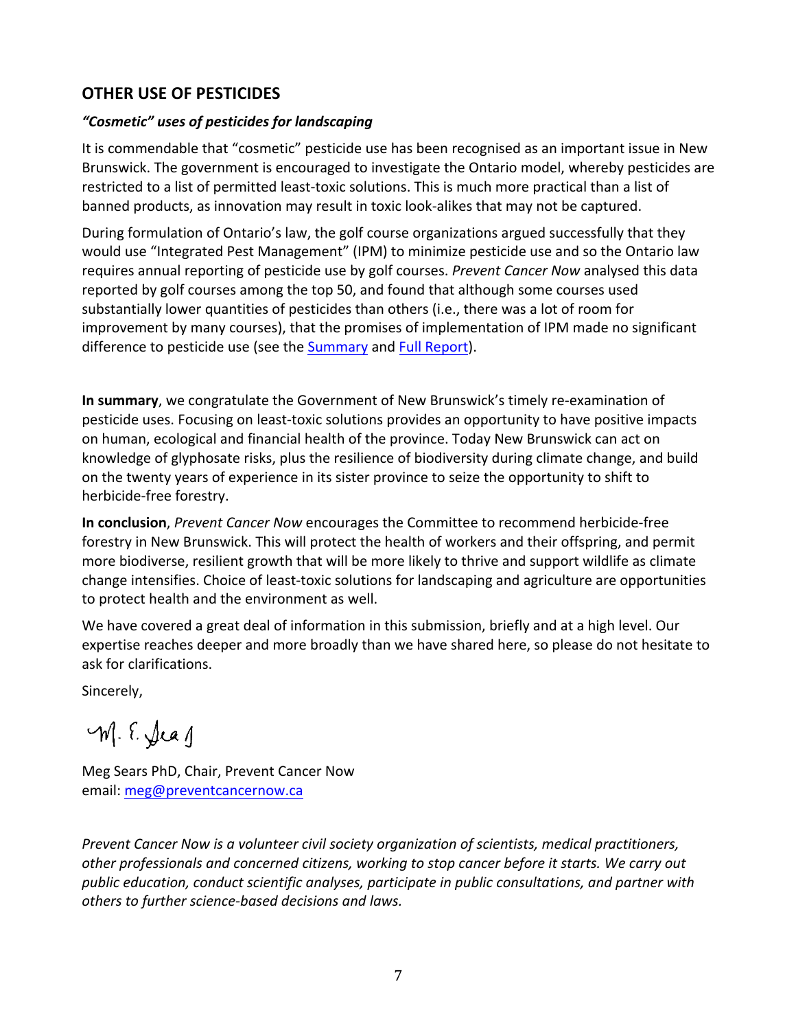## OTHER USE OF PESTICIDES

### *"Cosmetic" uses of pesticides for landscaping*

It is commendable that "cosmetic" pesticide use has been recognised as an important issue in New Brunswick. The government is encouraged to investigate the Ontario model, whereby pesticides are restricted to a list of permitted least-toxic solutions. This is much more practical than a list of banned products, as innovation may result in toxic look-alikes that may not be captured.

During formulation of Ontario's law, the golf course organizations argued successfully that they would use "Integrated Pest Management" (IPM) to minimize pesticide use and so the Ontario law requires annual reporting of pesticide use by golf courses. *Prevent Cancer Now* analysed this data reported by golf courses among the top 50, and found that although some courses used substantially lower quantities of pesticides than others (i.e., there was a lot of room for improvement by many courses), that the promises of implementation of IPM made no significant difference to pesticide use (see the Summary and Full Report).

**In summary**, we congratulate the Government of New Brunswick's timely re-examination of pesticide uses. Focusing on least-toxic solutions provides an opportunity to have positive impacts on human, ecological and financial health of the province. Today New Brunswick can act on knowledge of glyphosate risks, plus the resilience of biodiversity during climate change, and build on the twenty years of experience in its sister province to seize the opportunity to shift to herbicide-free forestry.

**In conclusion**, *Prevent Cancer Now* encourages the Committee to recommend herbicide-free forestry in New Brunswick. This will protect the health of workers and their offspring, and permit more biodiverse, resilient growth that will be more likely to thrive and support wildlife as climate change intensifies. Choice of least-toxic solutions for landscaping and agriculture are opportunities to protect health and the environment as well.

We have covered a great deal of information in this submission, briefly and at a high level. Our expertise reaches deeper and more broadly than we have shared here, so please do not hesitate to ask for clarifications.

Sincerely,

M. E. Sears

Meg Sears PhD, Chair, Prevent Cancer Now
email: meg@preventcancernow.ca

*Prevent Cancer Now is a volunteer civil society organization of scientists, medical practitioners, other professionals and concerned citizens, working to stop cancer before it starts. We carry out public education, conduct scientific analyses, participate in public consultations, and partner with others to further science-based decisions and laws.*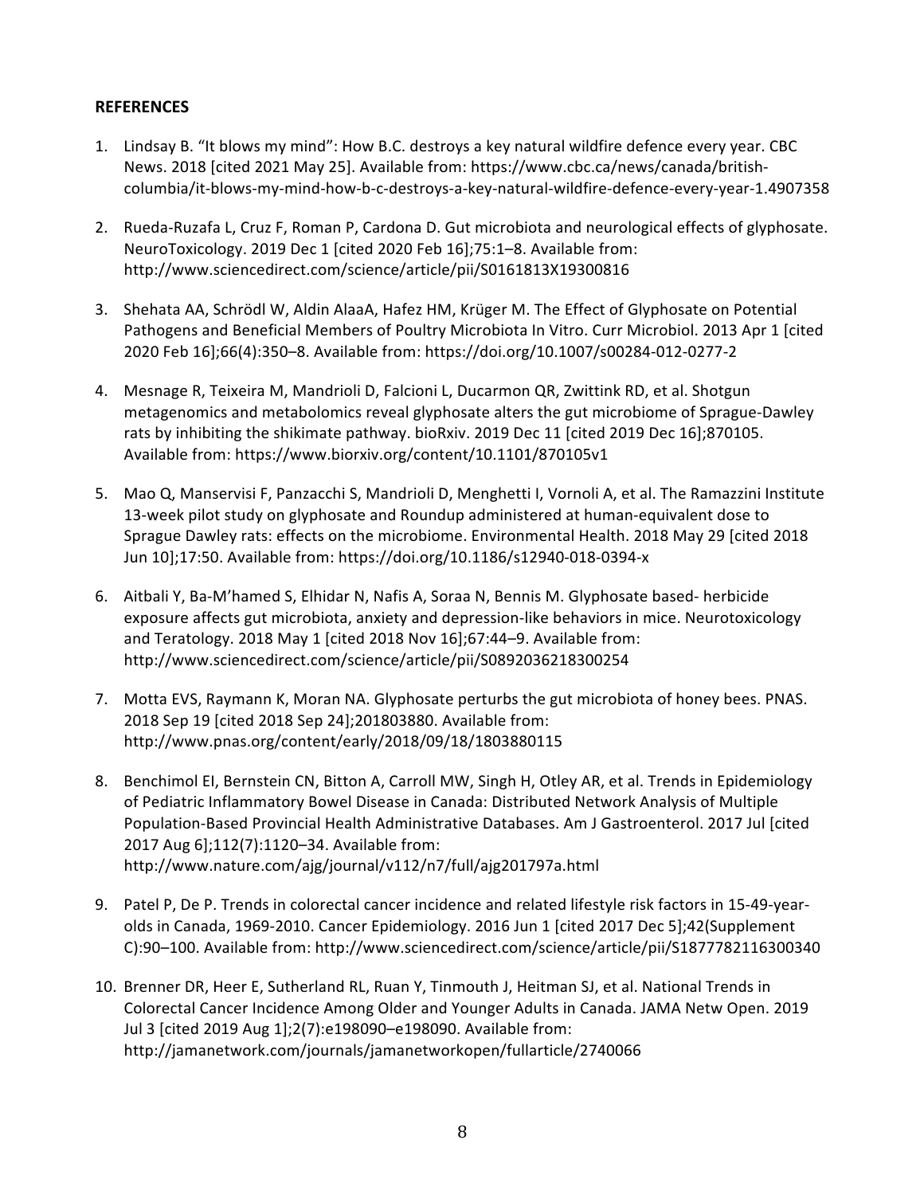**REFERENCES**

1. Lindsay B. "It blows my mind": How B.C. destroys a key natural wildfire defence every year. CBC News. 2018 [cited 2021 May 25]. Available from: https://www.cbc.ca/news/canada/british-columbia/it-blows-my-mind-how-b-c-destroys-a-key-natural-wildfire-defence-every-year-1.4907358

2. Rueda-Ruzafa L, Cruz F, Roman P, Cardona D. Gut microbiota and neurological effects of glyphosate. NeuroToxicology. 2019 Dec 1 [cited 2020 Feb 16];75:1–8. Available from: http://www.sciencedirect.com/science/article/pii/S0161813X19300816

3. Shehata AA, Schrödl W, Aldin AlaaA, Hafez HM, Krüger M. The Effect of Glyphosate on Potential Pathogens and Beneficial Members of Poultry Microbiota In Vitro. Curr Microbiol. 2013 Apr 1 [cited 2020 Feb 16];66(4):350–8. Available from: https://doi.org/10.1007/s00284-012-0277-2

4. Mesnage R, Teixeira M, Mandrioli D, Falcioni L, Ducarmon QR, Zwittink RD, et al. Shotgun metagenomics and metabolomics reveal glyphosate alters the gut microbiome of Sprague-Dawley rats by inhibiting the shikimate pathway. bioRxiv. 2019 Dec 11 [cited 2019 Dec 16];870105. Available from: https://www.biorxiv.org/content/10.1101/870105v1

5. Mao Q, Manservisi F, Panzacchi S, Mandrioli D, Menghetti I, Vornoli A, et al. The Ramazzini Institute 13-week pilot study on glyphosate and Roundup administered at human-equivalent dose to Sprague Dawley rats: effects on the microbiome. Environmental Health. 2018 May 29 [cited 2018 Jun 10];17:50. Available from: https://doi.org/10.1186/s12940-018-0394-x

6. Aitbali Y, Ba-M'hamed S, Elhidar N, Nafis A, Soraa N, Bennis M. Glyphosate based- herbicide exposure affects gut microbiota, anxiety and depression-like behaviors in mice. Neurotoxicology and Teratology. 2018 May 1 [cited 2018 Nov 16];67:44–9. Available from: http://www.sciencedirect.com/science/article/pii/S0892036218300254

7. Motta EVS, Raymann K, Moran NA. Glyphosate perturbs the gut microbiota of honey bees. PNAS. 2018 Sep 19 [cited 2018 Sep 24];201803880. Available from: http://www.pnas.org/content/early/2018/09/18/1803880115

8. Benchimol EI, Bernstein CN, Bitton A, Carroll MW, Singh H, Otley AR, et al. Trends in Epidemiology of Pediatric Inflammatory Bowel Disease in Canada: Distributed Network Analysis of Multiple Population-Based Provincial Health Administrative Databases. Am J Gastroenterol. 2017 Jul [cited 2017 Aug 6];112(7):1120–34. Available from: http://www.nature.com/ajg/journal/v112/n7/full/ajg201797a.html

9. Patel P, De P. Trends in colorectal cancer incidence and related lifestyle risk factors in 15-49-year-olds in Canada, 1969-2010. Cancer Epidemiology. 2016 Jun 1 [cited 2017 Dec 5];42(Supplement C):90–100. Available from: http://www.sciencedirect.com/science/article/pii/S1877782116300340

10. Brenner DR, Heer E, Sutherland RL, Ruan Y, Tinmouth J, Heitman SJ, et al. National Trends in Colorectal Cancer Incidence Among Older and Younger Adults in Canada. JAMA Netw Open. 2019 Jul 3 [cited 2019 Aug 1];2(7):e198090–e198090. Available from: http://jamanetwork.com/journals/jamanetworkopen/fullarticle/2740066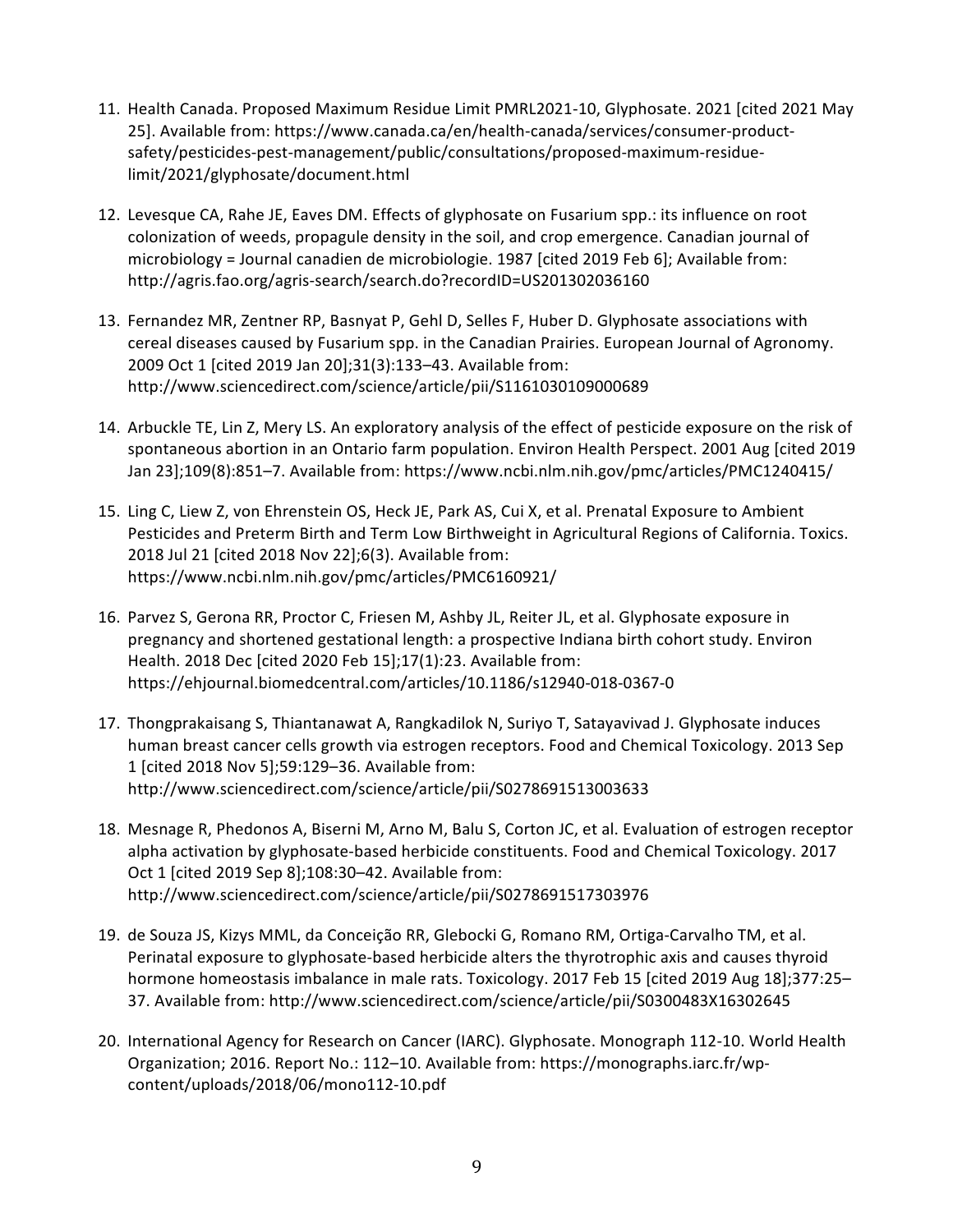11. Health Canada. Proposed Maximum Residue Limit PMRL2021-10, Glyphosate. 2021 [cited 2021 May 25]. Available from: https://www.canada.ca/en/health-canada/services/consumer-product-safety/pesticides-pest-management/public/consultations/proposed-maximum-residue-limit/2021/glyphosate/document.html

12. Levesque CA, Rahe JE, Eaves DM. Effects of glyphosate on Fusarium spp.: its influence on root colonization of weeds, propagule density in the soil, and crop emergence. Canadian journal of microbiology = Journal canadien de microbiologie. 1987 [cited 2019 Feb 6]; Available from: http://agris.fao.org/agris-search/search.do?recordID=US201302036160

13. Fernandez MR, Zentner RP, Basnyat P, Gehl D, Selles F, Huber D. Glyphosate associations with cereal diseases caused by Fusarium spp. in the Canadian Prairies. European Journal of Agronomy. 2009 Oct 1 [cited 2019 Jan 20];31(3):133–43. Available from: http://www.sciencedirect.com/science/article/pii/S1161030109000689

14. Arbuckle TE, Lin Z, Mery LS. An exploratory analysis of the effect of pesticide exposure on the risk of spontaneous abortion in an Ontario farm population. Environ Health Perspect. 2001 Aug [cited 2019 Jan 23];109(8):851–7. Available from: https://www.ncbi.nlm.nih.gov/pmc/articles/PMC1240415/

15. Ling C, Liew Z, von Ehrenstein OS, Heck JE, Park AS, Cui X, et al. Prenatal Exposure to Ambient Pesticides and Preterm Birth and Term Low Birthweight in Agricultural Regions of California. Toxics. 2018 Jul 21 [cited 2018 Nov 22];6(3). Available from: https://www.ncbi.nlm.nih.gov/pmc/articles/PMC6160921/

16. Parvez S, Gerona RR, Proctor C, Friesen M, Ashby JL, Reiter JL, et al. Glyphosate exposure in pregnancy and shortened gestational length: a prospective Indiana birth cohort study. Environ Health. 2018 Dec [cited 2020 Feb 15];17(1):23. Available from: https://ehjournal.biomedcentral.com/articles/10.1186/s12940-018-0367-0

17. Thongprakaisang S, Thiantanawat A, Rangkadilok N, Suriyo T, Satayavivad J. Glyphosate induces human breast cancer cells growth via estrogen receptors. Food and Chemical Toxicology. 2013 Sep 1 [cited 2018 Nov 5];59:129–36. Available from: http://www.sciencedirect.com/science/article/pii/S0278691513003633

18. Mesnage R, Phedonos A, Biserni M, Arno M, Balu S, Corton JC, et al. Evaluation of estrogen receptor alpha activation by glyphosate-based herbicide constituents. Food and Chemical Toxicology. 2017 Oct 1 [cited 2019 Sep 8];108:30–42. Available from: http://www.sciencedirect.com/science/article/pii/S0278691517303976

19. de Souza JS, Kizys MML, da Conceição RR, Glebocki G, Romano RM, Ortiga-Carvalho TM, et al. Perinatal exposure to glyphosate-based herbicide alters the thyrotrophic axis and causes thyroid hormone homeostasis imbalance in male rats. Toxicology. 2017 Feb 15 [cited 2019 Aug 18];377:25–37. Available from: http://www.sciencedirect.com/science/article/pii/S0300483X16302645

20. International Agency for Research on Cancer (IARC). Glyphosate. Monograph 112-10. World Health Organization; 2016. Report No.: 112–10. Available from: https://monographs.iarc.fr/wp-content/uploads/2018/06/mono112-10.pdf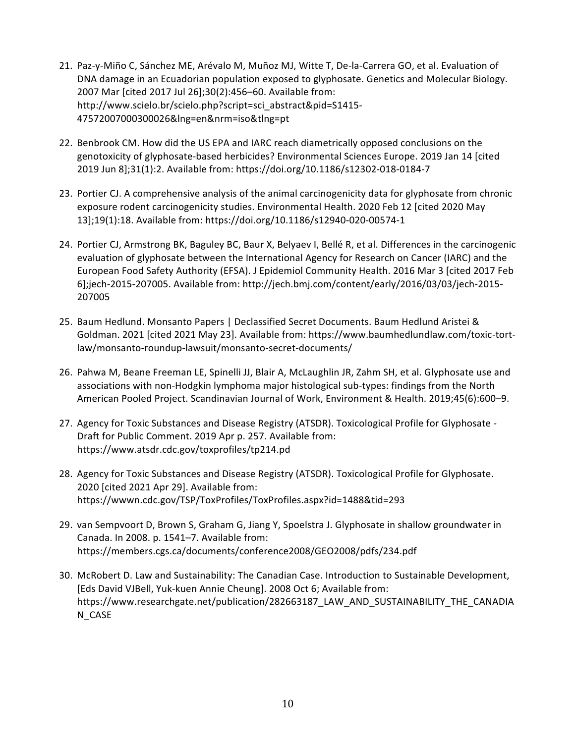21. Paz-y-Miño C, Sánchez ME, Arévalo M, Muñoz MJ, Witte T, De-la-Carrera GO, et al. Evaluation of DNA damage in an Ecuadorian population exposed to glyphosate. Genetics and Molecular Biology. 2007 Mar [cited 2017 Jul 26];30(2):456–60. Available from: http://www.scielo.br/scielo.php?script=sci_abstract&pid=S1415-47572007000300026&lng=en&nrm=iso&tlng=pt

22. Benbrook CM. How did the US EPA and IARC reach diametrically opposed conclusions on the genotoxicity of glyphosate-based herbicides? Environmental Sciences Europe. 2019 Jan 14 [cited 2019 Jun 8];31(1):2. Available from: https://doi.org/10.1186/s12302-018-0184-7

23. Portier CJ. A comprehensive analysis of the animal carcinogenicity data for glyphosate from chronic exposure rodent carcinogenicity studies. Environmental Health. 2020 Feb 12 [cited 2020 May 13];19(1):18. Available from: https://doi.org/10.1186/s12940-020-00574-1

24. Portier CJ, Armstrong BK, Baguley BC, Baur X, Belyaev I, Bellé R, et al. Differences in the carcinogenic evaluation of glyphosate between the International Agency for Research on Cancer (IARC) and the European Food Safety Authority (EFSA). J Epidemiol Community Health. 2016 Mar 3 [cited 2017 Feb 6];jech-2015-207005. Available from: http://jech.bmj.com/content/early/2016/03/03/jech-2015-207005

25. Baum Hedlund. Monsanto Papers | Declassified Secret Documents. Baum Hedlund Aristei & Goldman. 2021 [cited 2021 May 23]. Available from: https://www.baumhedlundlaw.com/toxic-tort-law/monsanto-roundup-lawsuit/monsanto-secret-documents/

26. Pahwa M, Beane Freeman LE, Spinelli JJ, Blair A, McLaughlin JR, Zahm SH, et al. Glyphosate use and associations with non-Hodgkin lymphoma major histological sub-types: findings from the North American Pooled Project. Scandinavian Journal of Work, Environment & Health. 2019;45(6):600–9.

27. Agency for Toxic Substances and Disease Registry (ATSDR). Toxicological Profile for Glyphosate - Draft for Public Comment. 2019 Apr p. 257. Available from: https://www.atsdr.cdc.gov/toxprofiles/tp214.pd

28. Agency for Toxic Substances and Disease Registry (ATSDR). Toxicological Profile for Glyphosate. 2020 [cited 2021 Apr 29]. Available from: https://wwwn.cdc.gov/TSP/ToxProfiles/ToxProfiles.aspx?id=1488&tid=293

29. van Sempvoort D, Brown S, Graham G, Jiang Y, Spoelstra J. Glyphosate in shallow groundwater in Canada. In 2008. p. 1541–7. Available from: https://members.cgs.ca/documents/conference2008/GEO2008/pdfs/234.pdf

30. McRobert D. Law and Sustainability: The Canadian Case. Introduction to Sustainable Development, [Eds David VJBell, Yuk-kuen Annie Cheung]. 2008 Oct 6; Available from: https://www.researchgate.net/publication/282663187_LAW_AND_SUSTAINABILITY_THE_CANADIAN_CASE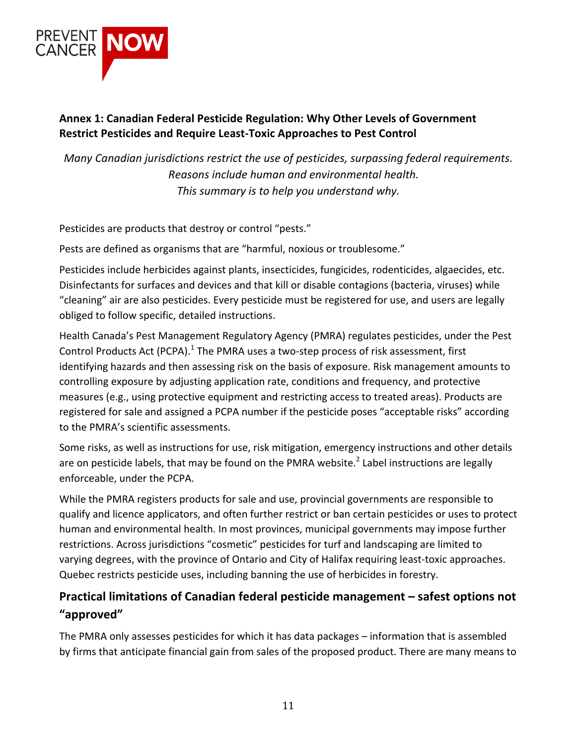**Annex 1: Canadian Federal Pesticide Regulation: Why Other Levels of Government Restrict Pesticides and Require Least-Toxic Approaches to Pest Control**

*Many Canadian jurisdictions restrict the use of pesticides, surpassing federal requirements. Reasons include human and environmental health. This summary is to help you understand why.*

Pesticides are products that destroy or control "pests."

Pests are defined as organisms that are "harmful, noxious or troublesome."

Pesticides include herbicides against plants, insecticides, fungicides, rodenticides, algaecides, etc. Disinfectants for surfaces and devices and that kill or disable contagions (bacteria, viruses) while "cleaning" air are also pesticides. Every pesticide must be registered for use, and users are legally obliged to follow specific, detailed instructions.

Health Canada's Pest Management Regulatory Agency (PMRA) regulates pesticides, under the Pest Control Products Act (PCPA).[1] The PMRA uses a two-step process of risk assessment, first identifying hazards and then assessing risk on the basis of exposure. Risk management amounts to controlling exposure by adjusting application rate, conditions and frequency, and protective measures (e.g., using protective equipment and restricting access to treated areas). Products are registered for sale and assigned a PCPA number if the pesticide poses "acceptable risks" according to the PMRA's scientific assessments.

Some risks, as well as instructions for use, risk mitigation, emergency instructions and other details are on pesticide labels, that may be found on the PMRA website.[2] Label instructions are legally enforceable, under the PCPA.

While the PMRA registers products for sale and use, provincial governments are responsible to qualify and licence applicators, and often further restrict or ban certain pesticides or uses to protect human and environmental health. In most provinces, municipal governments may impose further restrictions. Across jurisdictions "cosmetic" pesticides for turf and landscaping are limited to varying degrees, with the province of Ontario and City of Halifax requiring least-toxic approaches. Quebec restricts pesticide uses, including banning the use of herbicides in forestry.

## Practical limitations of Canadian federal pesticide management – safest options not "approved"

The PMRA only assesses pesticides for which it has data packages – information that is assembled by firms that anticipate financial gain from sales of the proposed product. There are many means to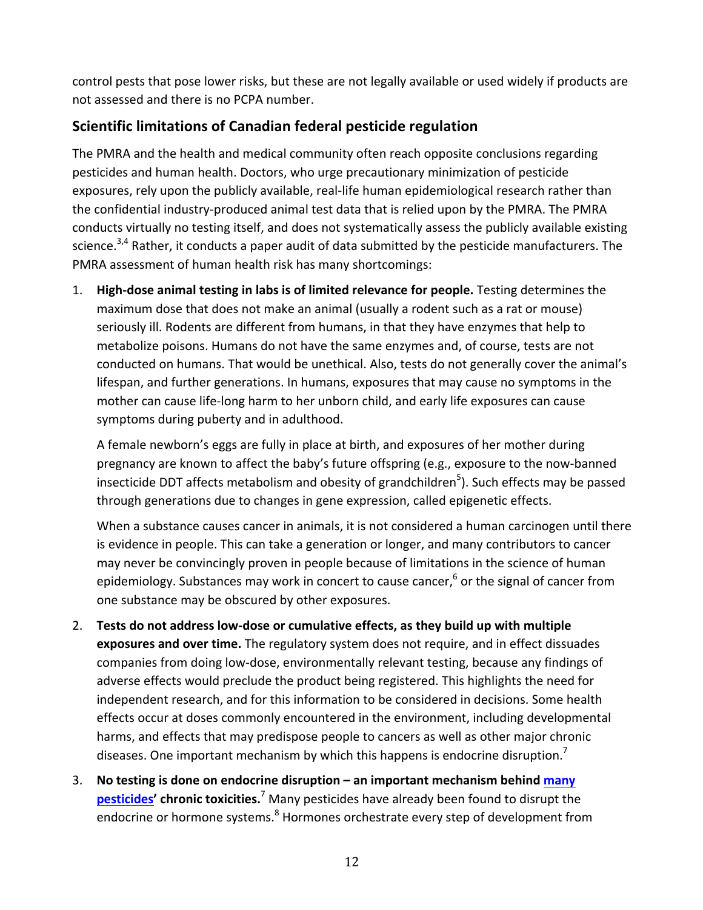control pests that pose lower risks, but these are not legally available or used widely if products are not assessed and there is no PCPA number.

## Scientific limitations of Canadian federal pesticide regulation

The PMRA and the health and medical community often reach opposite conclusions regarding pesticides and human health. Doctors, who urge precautionary minimization of pesticide exposures, rely upon the publicly available, real-life human epidemiological research rather than the confidential industry-produced animal test data that is relied upon by the PMRA. The PMRA conducts virtually no testing itself, and does not systematically assess the publicly available existing science.[3,4] Rather, it conducts a paper audit of data submitted by the pesticide manufacturers. The PMRA assessment of human health risk has many shortcomings:

1. **High-dose animal testing in labs is of limited relevance for people.** Testing determines the maximum dose that does not make an animal (usually a rodent such as a rat or mouse) seriously ill. Rodents are different from humans, in that they have enzymes that help to metabolize poisons. Humans do not have the same enzymes and, of course, tests are not conducted on humans. That would be unethical. Also, tests do not generally cover the animal's lifespan, and further generations. In humans, exposures that may cause no symptoms in the mother can cause life-long harm to her unborn child, and early life exposures can cause symptoms during puberty and in adulthood.

   A female newborn's eggs are fully in place at birth, and exposures of her mother during pregnancy are known to affect the baby's future offspring (e.g., exposure to the now-banned insecticide DDT affects metabolism and obesity of grandchildren[5]). Such effects may be passed through generations due to changes in gene expression, called epigenetic effects.

   When a substance causes cancer in animals, it is not considered a human carcinogen until there is evidence in people. This can take a generation or longer, and many contributors to cancer may never be convincingly proven in people because of limitations in the science of human epidemiology. Substances may work in concert to cause cancer,[6] or the signal of cancer from one substance may be obscured by other exposures.

2. **Tests do not address low-dose or cumulative effects, as they build up with multiple exposures and over time.** The regulatory system does not require, and in effect dissuades companies from doing low-dose, environmentally relevant testing, because any findings of adverse effects would preclude the product being registered. This highlights the need for independent research, and for this information to be considered in decisions. Some health effects occur at doses commonly encountered in the environment, including developmental harms, and effects that may predispose people to cancers as well as other major chronic diseases. One important mechanism by which this happens is endocrine disruption.[7]

3. **No testing is done on endocrine disruption – an important mechanism behind many pesticides' chronic toxicities.**[7] Many pesticides have already been found to disrupt the endocrine or hormone systems.[8] Hormones orchestrate every step of development from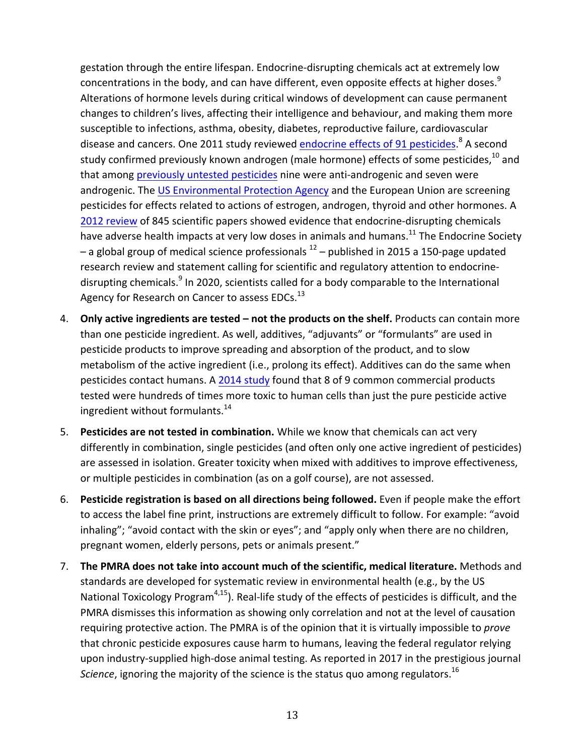gestation through the entire lifespan. Endocrine-disrupting chemicals act at extremely low concentrations in the body, and can have different, even opposite effects at higher doses.[9] Alterations of hormone levels during critical windows of development can cause permanent changes to children's lives, affecting their intelligence and behaviour, and making them more susceptible to infections, asthma, obesity, diabetes, reproductive failure, cardiovascular disease and cancers. One 2011 study reviewed endocrine effects of 91 pesticides.[8] A second study confirmed previously known androgen (male hormone) effects of some pesticides,[10] and that among previously untested pesticides nine were anti-androgenic and seven were androgenic. The US Environmental Protection Agency and the European Union are screening pesticides for effects related to actions of estrogen, androgen, thyroid and other hormones. A 2012 review of 845 scientific papers showed evidence that endocrine-disrupting chemicals have adverse health impacts at very low doses in animals and humans.[11] The Endocrine Society – a global group of medical science professionals [12] – published in 2015 a 150-page updated research review and statement calling for scientific and regulatory attention to endocrine-disrupting chemicals.[9] In 2020, scientists called for a body comparable to the International Agency for Research on Cancer to assess EDCs.[13]

4. **Only active ingredients are tested – not the products on the shelf.** Products can contain more than one pesticide ingredient. As well, additives, "adjuvants" or "formulants" are used in pesticide products to improve spreading and absorption of the product, and to slow metabolism of the active ingredient (i.e., prolong its effect). Additives can do the same when pesticides contact humans. A 2014 study found that 8 of 9 common commercial products tested were hundreds of times more toxic to human cells than just the pure pesticide active ingredient without formulants.[14]

5. **Pesticides are not tested in combination.** While we know that chemicals can act very differently in combination, single pesticides (and often only one active ingredient of pesticides) are assessed in isolation. Greater toxicity when mixed with additives to improve effectiveness, or multiple pesticides in combination (as on a golf course), are not assessed.

6. **Pesticide registration is based on all directions being followed.** Even if people make the effort to access the label fine print, instructions are extremely difficult to follow. For example: "avoid inhaling"; "avoid contact with the skin or eyes"; and "apply only when there are no children, pregnant women, elderly persons, pets or animals present."

7. **The PMRA does not take into account much of the scientific, medical literature.** Methods and standards are developed for systematic review in environmental health (e.g., by the US National Toxicology Program[4,15]). Real-life study of the effects of pesticides is difficult, and the PMRA dismisses this information as showing only correlation and not at the level of causation requiring protective action. The PMRA is of the opinion that it is virtually impossible to *prove* that chronic pesticide exposures cause harm to humans, leaving the federal regulator relying upon industry-supplied high-dose animal testing. As reported in 2017 in the prestigious journal *Science*, ignoring the majority of the science is the status quo among regulators.[16]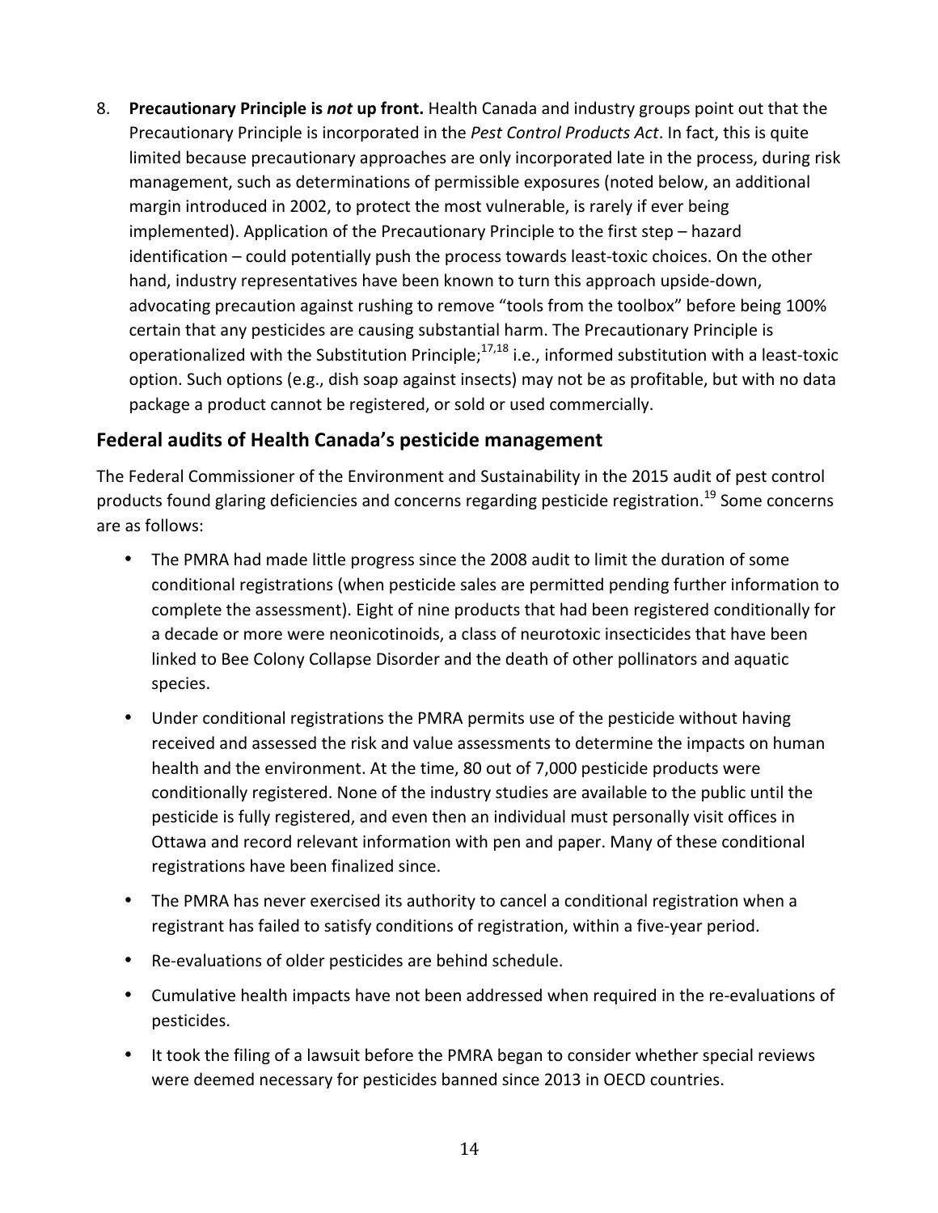8. **Precautionary Principle is *not* up front.** Health Canada and industry groups point out that the Precautionary Principle is incorporated in the *Pest Control Products Act*. In fact, this is quite limited because precautionary approaches are only incorporated late in the process, during risk management, such as determinations of permissible exposures (noted below, an additional margin introduced in 2002, to protect the most vulnerable, is rarely if ever being implemented). Application of the Precautionary Principle to the first step – hazard identification – could potentially push the process towards least-toxic choices. On the other hand, industry representatives have been known to turn this approach upside-down, advocating precaution against rushing to remove "tools from the toolbox" before being 100% certain that any pesticides are causing substantial harm. The Precautionary Principle is operationalized with the Substitution Principle;[17,18] i.e., informed substitution with a least-toxic option. Such options (e.g., dish soap against insects) may not be as profitable, but with no data package a product cannot be registered, or sold or used commercially.

## Federal audits of Health Canada's pesticide management

The Federal Commissioner of the Environment and Sustainability in the 2015 audit of pest control products found glaring deficiencies and concerns regarding pesticide registration.[19] Some concerns are as follows:

- The PMRA had made little progress since the 2008 audit to limit the duration of some conditional registrations (when pesticide sales are permitted pending further information to complete the assessment). Eight of nine products that had been registered conditionally for a decade or more were neonicotinoids, a class of neurotoxic insecticides that have been linked to Bee Colony Collapse Disorder and the death of other pollinators and aquatic species.
- Under conditional registrations the PMRA permits use of the pesticide without having received and assessed the risk and value assessments to determine the impacts on human health and the environment. At the time, 80 out of 7,000 pesticide products were conditionally registered. None of the industry studies are available to the public until the pesticide is fully registered, and even then an individual must personally visit offices in Ottawa and record relevant information with pen and paper. Many of these conditional registrations have been finalized since.
- The PMRA has never exercised its authority to cancel a conditional registration when a registrant has failed to satisfy conditions of registration, within a five-year period.
- Re-evaluations of older pesticides are behind schedule.
- Cumulative health impacts have not been addressed when required in the re-evaluations of pesticides.
- It took the filing of a lawsuit before the PMRA began to consider whether special reviews were deemed necessary for pesticides banned since 2013 in OECD countries.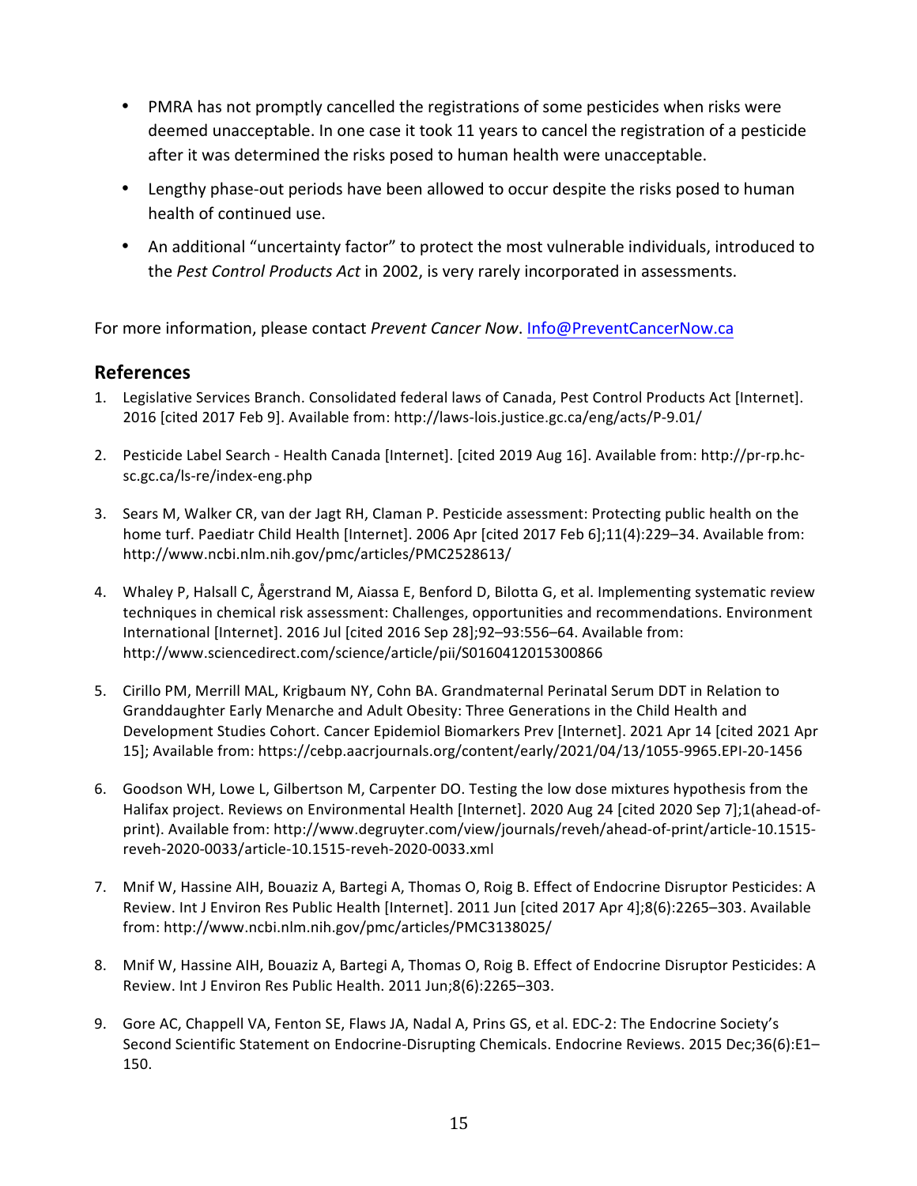- PMRA has not promptly cancelled the registrations of some pesticides when risks were deemed unacceptable. In one case it took 11 years to cancel the registration of a pesticide after it was determined the risks posed to human health were unacceptable.
- Lengthy phase-out periods have been allowed to occur despite the risks posed to human health of continued use.
- An additional "uncertainty factor" to protect the most vulnerable individuals, introduced to the *Pest Control Products Act* in 2002, is very rarely incorporated in assessments.

For more information, please contact *Prevent Cancer Now*. Info@PreventCancerNow.ca

## References

1. Legislative Services Branch. Consolidated federal laws of Canada, Pest Control Products Act [Internet]. 2016 [cited 2017 Feb 9]. Available from: http://laws-lois.justice.gc.ca/eng/acts/P-9.01/
2. Pesticide Label Search - Health Canada [Internet]. [cited 2019 Aug 16]. Available from: http://pr-rp.hc-sc.gc.ca/ls-re/index-eng.php
3. Sears M, Walker CR, van der Jagt RH, Claman P. Pesticide assessment: Protecting public health on the home turf. Paediatr Child Health [Internet]. 2006 Apr [cited 2017 Feb 6];11(4):229–34. Available from: http://www.ncbi.nlm.nih.gov/pmc/articles/PMC2528613/
4. Whaley P, Halsall C, Ågerstrand M, Aiassa E, Benford D, Bilotta G, et al. Implementing systematic review techniques in chemical risk assessment: Challenges, opportunities and recommendations. Environment International [Internet]. 2016 Jul [cited 2016 Sep 28];92–93:556–64. Available from: http://www.sciencedirect.com/science/article/pii/S0160412015300866
5. Cirillo PM, Merrill MAL, Krigbaum NY, Cohn BA. Grandmaternal Perinatal Serum DDT in Relation to Granddaughter Early Menarche and Adult Obesity: Three Generations in the Child Health and Development Studies Cohort. Cancer Epidemiol Biomarkers Prev [Internet]. 2021 Apr 14 [cited 2021 Apr 15]; Available from: https://cebp.aacrjournals.org/content/early/2021/04/13/1055-9965.EPI-20-1456
6. Goodson WH, Lowe L, Gilbertson M, Carpenter DO. Testing the low dose mixtures hypothesis from the Halifax project. Reviews on Environmental Health [Internet]. 2020 Aug 24 [cited 2020 Sep 7];1(ahead-of-print). Available from: http://www.degruyter.com/view/journals/reveh/ahead-of-print/article-10.1515-reveh-2020-0033/article-10.1515-reveh-2020-0033.xml
7. Mnif W, Hassine AIH, Bouaziz A, Bartegi A, Thomas O, Roig B. Effect of Endocrine Disruptor Pesticides: A Review. Int J Environ Res Public Health [Internet]. 2011 Jun [cited 2017 Apr 4];8(6):2265–303. Available from: http://www.ncbi.nlm.nih.gov/pmc/articles/PMC3138025/
8. Mnif W, Hassine AIH, Bouaziz A, Bartegi A, Thomas O, Roig B. Effect of Endocrine Disruptor Pesticides: A Review. Int J Environ Res Public Health. 2011 Jun;8(6):2265–303.
9. Gore AC, Chappell VA, Fenton SE, Flaws JA, Nadal A, Prins GS, et al. EDC-2: The Endocrine Society's Second Scientific Statement on Endocrine-Disrupting Chemicals. Endocrine Reviews. 2015 Dec;36(6):E1–150.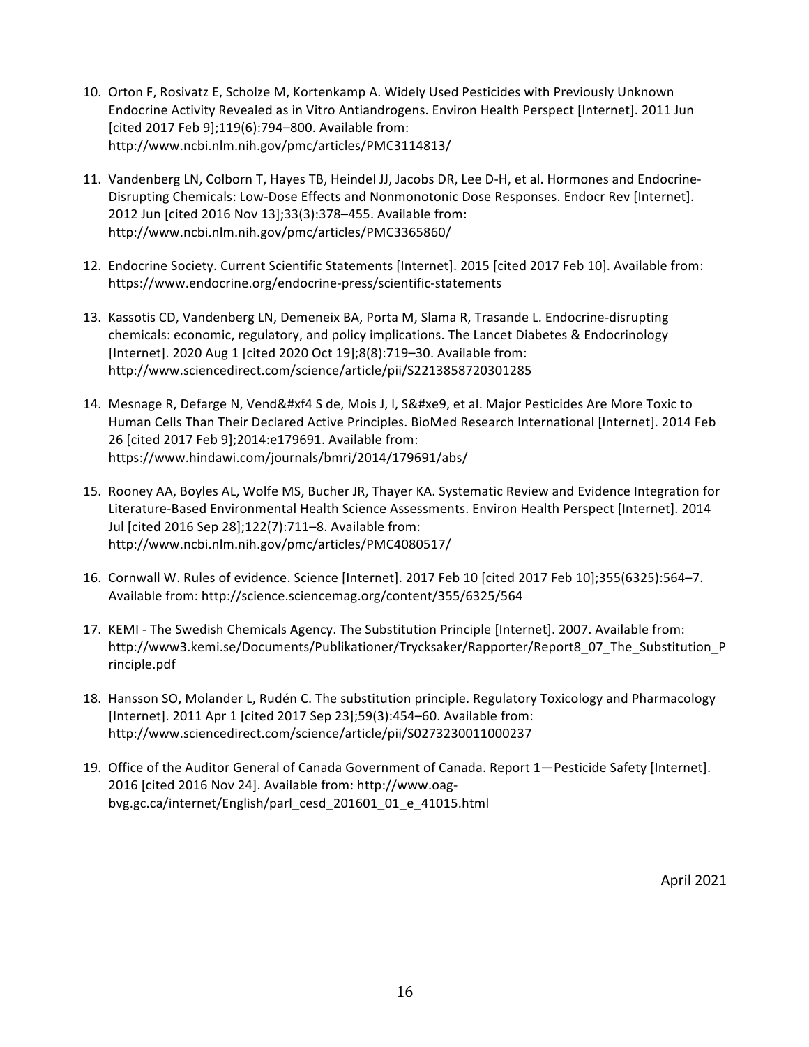10. Orton F, Rosivatz E, Scholze M, Kortenkamp A. Widely Used Pesticides with Previously Unknown Endocrine Activity Revealed as in Vitro Antiandrogens. Environ Health Perspect [Internet]. 2011 Jun [cited 2017 Feb 9];119(6):794–800. Available from: http://www.ncbi.nlm.nih.gov/pmc/articles/PMC3114813/

11. Vandenberg LN, Colborn T, Hayes TB, Heindel JJ, Jacobs DR, Lee D-H, et al. Hormones and Endocrine-Disrupting Chemicals: Low-Dose Effects and Nonmonotonic Dose Responses. Endocr Rev [Internet]. 2012 Jun [cited 2016 Nov 13];33(3):378–455. Available from: http://www.ncbi.nlm.nih.gov/pmc/articles/PMC3365860/

12. Endocrine Society. Current Scientific Statements [Internet]. 2015 [cited 2017 Feb 10]. Available from: https://www.endocrine.org/endocrine-press/scientific-statements

13. Kassotis CD, Vandenberg LN, Demeneix BA, Porta M, Slama R, Trasande L. Endocrine-disrupting chemicals: economic, regulatory, and policy implications. The Lancet Diabetes & Endocrinology [Internet]. 2020 Aug 1 [cited 2020 Oct 19];8(8):719–30. Available from: http://www.sciencedirect.com/science/article/pii/S2213858720301285

14. Mesnage R, Defarge N, Vend&#xf4 S de, Mois J, l, S&#xe9, et al. Major Pesticides Are More Toxic to Human Cells Than Their Declared Active Principles. BioMed Research International [Internet]. 2014 Feb 26 [cited 2017 Feb 9];2014:e179691. Available from: https://www.hindawi.com/journals/bmri/2014/179691/abs/

15. Rooney AA, Boyles AL, Wolfe MS, Bucher JR, Thayer KA. Systematic Review and Evidence Integration for Literature-Based Environmental Health Science Assessments. Environ Health Perspect [Internet]. 2014 Jul [cited 2016 Sep 28];122(7):711–8. Available from: http://www.ncbi.nlm.nih.gov/pmc/articles/PMC4080517/

16. Cornwall W. Rules of evidence. Science [Internet]. 2017 Feb 10 [cited 2017 Feb 10];355(6325):564–7. Available from: http://science.sciencemag.org/content/355/6325/564

17. KEMI - The Swedish Chemicals Agency. The Substitution Principle [Internet]. 2007. Available from: http://www3.kemi.se/Documents/Publikationer/Trycksaker/Rapporter/Report8_07_The_Substitution_Principle.pdf

18. Hansson SO, Molander L, Rudén C. The substitution principle. Regulatory Toxicology and Pharmacology [Internet]. 2011 Apr 1 [cited 2017 Sep 23];59(3):454–60. Available from: http://www.sciencedirect.com/science/article/pii/S0273230011000237

19. Office of the Auditor General of Canada Government of Canada. Report 1—Pesticide Safety [Internet]. 2016 [cited 2016 Nov 24]. Available from: http://www.oag-bvg.gc.ca/internet/English/parl_cesd_201601_01_e_41015.html

April 2021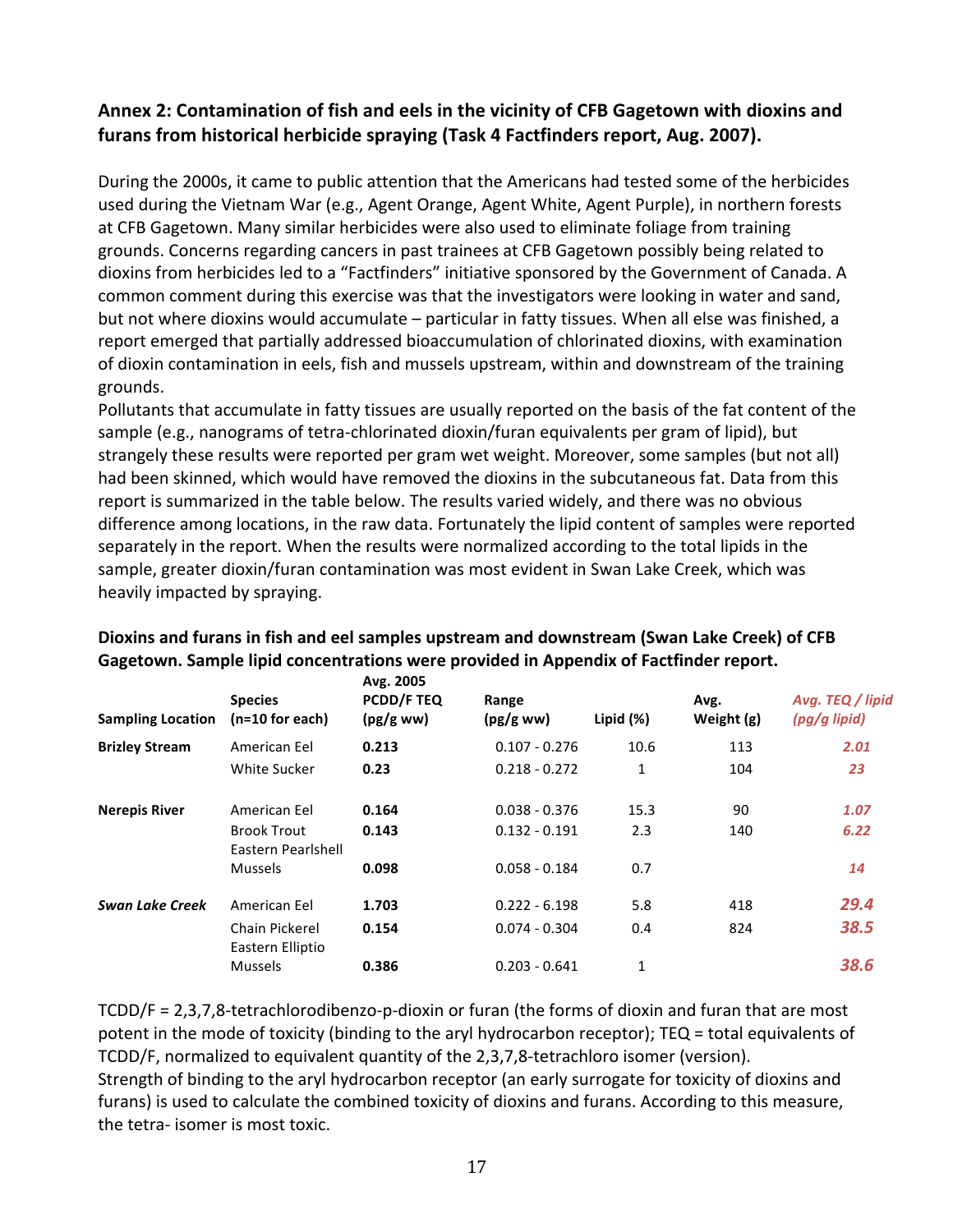### Annex 2: Contamination of fish and eels in the vicinity of CFB Gagetown with dioxins and furans from historical herbicide spraying (Task 4 Factfinders report, Aug. 2007).

During the 2000s, it came to public attention that the Americans had tested some of the herbicides used during the Vietnam War (e.g., Agent Orange, Agent White, Agent Purple), in northern forests at CFB Gagetown. Many similar herbicides were also used to eliminate foliage from training grounds. Concerns regarding cancers in past trainees at CFB Gagetown possibly being related to dioxins from herbicides led to a "Factfinders" initiative sponsored by the Government of Canada. A common comment during this exercise was that the investigators were looking in water and sand, but not where dioxins would accumulate – particular in fatty tissues. When all else was finished, a report emerged that partially addressed bioaccumulation of chlorinated dioxins, with examination of dioxin contamination in eels, fish and mussels upstream, within and downstream of the training grounds.

Pollutants that accumulate in fatty tissues are usually reported on the basis of the fat content of the sample (e.g., nanograms of tetra-chlorinated dioxin/furan equivalents per gram of lipid), but strangely these results were reported per gram wet weight. Moreover, some samples (but not all) had been skinned, which would have removed the dioxins in the subcutaneous fat. Data from this report is summarized in the table below. The results varied widely, and there was no obvious difference among locations, in the raw data. Fortunately the lipid content of samples were reported separately in the report. When the results were normalized according to the total lipids in the sample, greater dioxin/furan contamination was most evident in Swan Lake Creek, which was heavily impacted by spraying.

**Dioxins and furans in fish and eel samples upstream and downstream (Swan Lake Creek) of CFB Gagetown. Sample lipid concentrations were provided in Appendix of Factfinder report.**

| Sampling Location | Species (n=10 for each) | Avg. 2005 PCDD/F TEQ (pg/g ww) | Range (pg/g ww) | Lipid (%) | Avg. Weight (g) | *Avg. TEQ / lipid (pg/g lipid)* |
|---|---|---|---|---|---|---|
| **Brizley Stream** | American Eel | **0.213** | 0.107 - 0.276 | 10.6 | 113 | ***2.01*** |
| | White Sucker | **0.23** | 0.218 - 0.272 | 1 | 104 | ***23*** |
| **Nerepis River** | American Eel | **0.164** | 0.038 - 0.376 | 15.3 | 90 | ***1.07*** |
| | Brook Trout | **0.143** | 0.132 - 0.191 | 2.3 | 140 | ***6.22*** |
| | Eastern Pearlshell Mussels | **0.098** | 0.058 - 0.184 | 0.7 | | ***14*** |
| ***Swan Lake Creek*** | American Eel | **1.703** | 0.222 - 6.198 | 5.8 | 418 | ***29.4*** |
| | Chain Pickerel | **0.154** | 0.074 - 0.304 | 0.4 | 824 | ***38.5*** |
| | Eastern Elliptio Mussels | **0.386** | 0.203 - 0.641 | 1 | | ***38.6*** |

TCDD/F = 2,3,7,8-tetrachlorodibenzo-p-dioxin or furan (the forms of dioxin and furan that are most potent in the mode of toxicity (binding to the aryl hydrocarbon receptor); TEQ = total equivalents of TCDD/F, normalized to equivalent quantity of the 2,3,7,8-tetrachloro isomer (version).

Strength of binding to the aryl hydrocarbon receptor (an early surrogate for toxicity of dioxins and furans) is used to calculate the combined toxicity of dioxins and furans. According to this measure, the tetra- isomer is most toxic.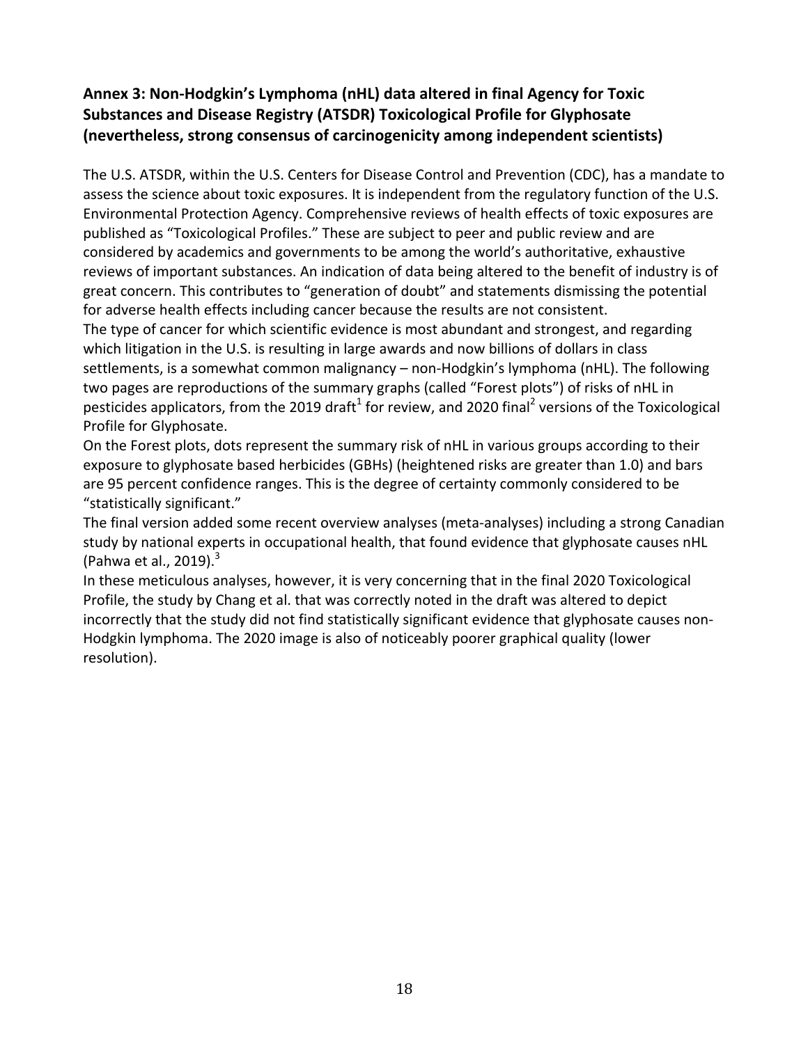## Annex 3: Non-Hodgkin's Lymphoma (nHL) data altered in final Agency for Toxic Substances and Disease Registry (ATSDR) Toxicological Profile for Glyphosate (nevertheless, strong consensus of carcinogenicity among independent scientists)

The U.S. ATSDR, within the U.S. Centers for Disease Control and Prevention (CDC), has a mandate to assess the science about toxic exposures. It is independent from the regulatory function of the U.S. Environmental Protection Agency. Comprehensive reviews of health effects of toxic exposures are published as "Toxicological Profiles." These are subject to peer and public review and are considered by academics and governments to be among the world's authoritative, exhaustive reviews of important substances. An indication of data being altered to the benefit of industry is of great concern. This contributes to "generation of doubt" and statements dismissing the potential for adverse health effects including cancer because the results are not consistent.

The type of cancer for which scientific evidence is most abundant and strongest, and regarding which litigation in the U.S. is resulting in large awards and now billions of dollars in class settlements, is a somewhat common malignancy – non-Hodgkin's lymphoma (nHL). The following two pages are reproductions of the summary graphs (called "Forest plots") of risks of nHL in pesticides applicators, from the 2019 draft[1] for review, and 2020 final[2] versions of the Toxicological Profile for Glyphosate.

On the Forest plots, dots represent the summary risk of nHL in various groups according to their exposure to glyphosate based herbicides (GBHs) (heightened risks are greater than 1.0) and bars are 95 percent confidence ranges. This is the degree of certainty commonly considered to be "statistically significant."

The final version added some recent overview analyses (meta-analyses) including a strong Canadian study by national experts in occupational health, that found evidence that glyphosate causes nHL (Pahwa et al., 2019).[3]

In these meticulous analyses, however, it is very concerning that in the final 2020 Toxicological Profile, the study by Chang et al. that was correctly noted in the draft was altered to depict incorrectly that the study did not find statistically significant evidence that glyphosate causes non-Hodgkin lymphoma. The 2020 image is also of noticeably poorer graphical quality (lower resolution).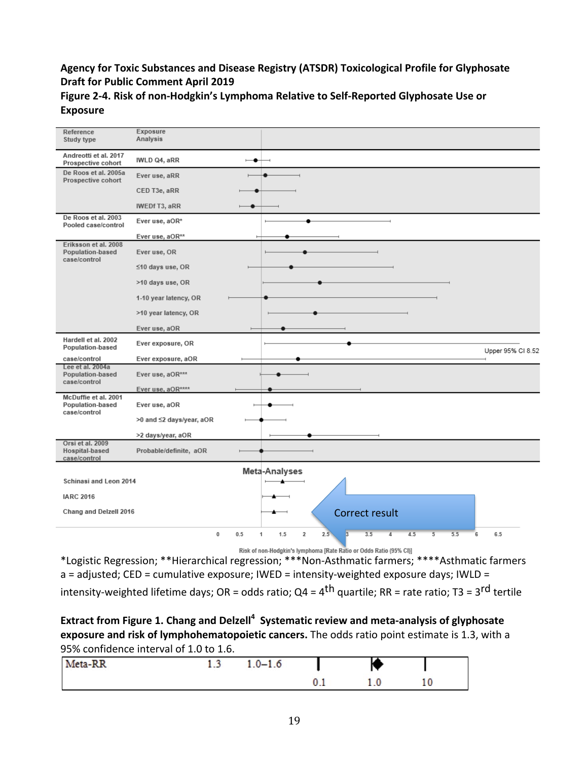**Agency for Toxic Substances and Disease Registry (ATSDR) Toxicological Profile for Glyphosate Draft for Public Comment April 2019**

**Figure 2-4. Risk of non-Hodgkin's Lymphoma Relative to Self-Reported Glyphosate Use or Exposure**

| Reference / Study type | Exposure / Analysis |
|---|---|
| Andreotti et al. 2017 / Prospective cohort | IWLD Q4, aRR |
| De Roos et al. 2005a / Prospective cohort | Ever use, aRR |
| | CED T3e, aRR |
| | IWEDf T3, aRR |
| De Roos et al. 2003 / Pooled case/control | Ever use, aOR* |
| | Ever use, aOR** |
| Eriksson et al. 2008 / Population-based case/control | Ever use, OR |
| | ≤10 days use, OR |
| | >10 days use, OR |
| | 1-10 year latency, OR |
| | >10 year latency, OR |
| | Ever use, aOR |
| Hardell et al. 2002 / Population-based case/control | Ever exposure, OR |
| | Ever exposure, aOR |
| Lee et al. 2004a / Population-based case/control | Ever use, aOR*** |
| | Ever use, aOR**** |
| McDuffie et al. 2001 / Population-based case/control | Ever use, aOR |
| | >0 and ≤2 days/year, aOR |
| | >2 days/year, aOR |
| Orsi et al. 2009 / Hospital-based case/control | Probable/definite, aOR |

Upper 95% CI 8.52

Meta-Analyses

- Schinasi and Leon 2014
- IARC 2016
- Chang and Delzell 2016

Correct result

0 0.5 1 1.5 2 2.5 3 3.5 4 4.5 5 5.5 6 6.5

Risk of non-Hodgkin's lymphoma [Rate Ratio or Odds Ratio (95% CI)]

*Logistic Regression; **Hierarchical regression; ***Non-Asthmatic farmers; ****Asthmatic farmers
a = adjusted; CED = cumulative exposure; IWED = intensity-weighted exposure days; IWLD = intensity-weighted lifetime days; OR = odds ratio; Q4 = 4th quartile; RR = rate ratio; T3 = 3rd tertile

**Extract from Figure 1. Chang and Delzell[4] Systematic review and meta-analysis of glyphosate exposure and risk of lymphohematopoietic cancers.** The odds ratio point estimate is 1.3, with a 95% confidence interval of 1.0 to 1.6.

| Meta-RR | 1.3 | 1.0–1.6 |
|---|---|---|

0.1 1.0 10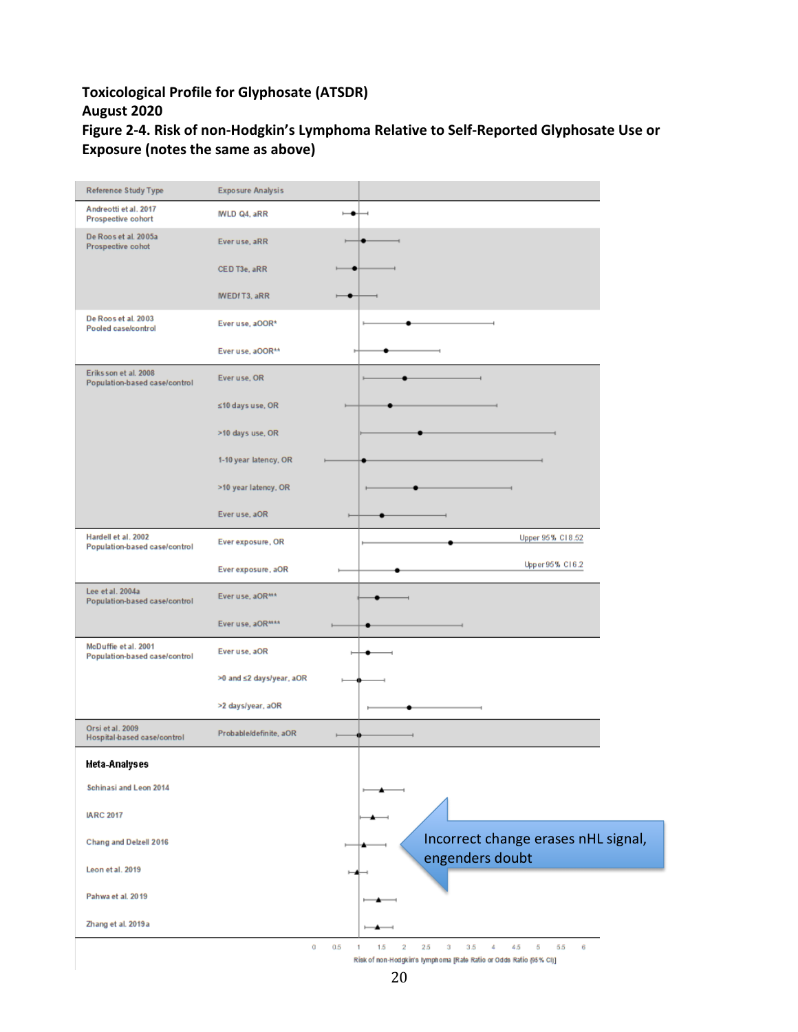**Toxicological Profile for Glyphosate (ATSDR)**
**August 2020**
**Figure 2-4. Risk of non-Hodgkin's Lymphoma Relative to Self-Reported Glyphosate Use or Exposure (notes the same as above)**

Reference Study Type

Exposure Analysis

Andreotti et al. 2017
Prospective cohort

IWLD Q4, aRR

De Roos et al. 2005a
Prospective cohot

Ever use, aRR

CED T3e, aRR

IWEDf T3, aRR

De Roos et al. 2003
Pooled case/control

Ever use, aOOR*

Ever use, aOOR**

Eriksson et al. 2008
Population-based case/control

Ever use, OR

≤10 days use, OR

>10 days use, OR

1-10 year latency, OR

>10 year latency, OR

Ever use, aOR

Hardell et al. 2002
Population-based case/control

Ever exposure, OR

Upper 95% CI 8.52

Ever exposure, aOR

Upper 95% CI 6.2

Lee et al. 2004a
Population-based case/control

Ever use, aOR***

Ever use, aOR****

McDuffie et al. 2001
Population-based case/control

Ever use, aOR

>0 and ≤2 days/year, aOR

>2 days/year, aOR

Orsi et al. 2009
Hospital-based case/control

Probable/definite, aOR

**Meta-Analyses**

Schinasi and Leon 2014

IARC 2017

Chang and Delzell 2016

Leon et al. 2019

Pahwa et al. 2019

Zhang et al. 2019a

0 0.5 1 1.5 2 2.5 3 3.5 4 4.5 5 5.5 6

Risk of non-Hodgkin's lymphoma [Rate Ratio or Odds Ratio (95% CI)]

Incorrect change erases nHL signal, engenders doubt